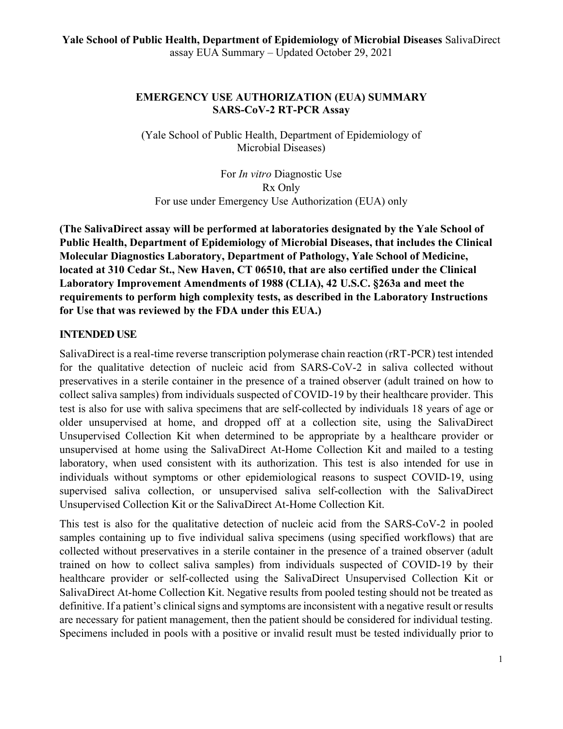# EMERGENCY USE AUTHORIZATION (EUA) SUMMARY
## SARS-CoV-2 RT-PCR Assay

(Yale School of Public Health, Department of Epidemiology of Microbial Diseases)

For *In vitro* Diagnostic Use
Rx Only
For use under Emergency Use Authorization (EUA) only

**(The SalivaDirect assay will be performed at laboratories designated by the Yale School of Public Health, Department of Epidemiology of Microbial Diseases, that includes the Clinical Molecular Diagnostics Laboratory, Department of Pathology, Yale School of Medicine, located at 310 Cedar St., New Haven, CT 06510, that are also certified under the Clinical Laboratory Improvement Amendments of 1988 (CLIA), 42 U.S.C. §263a and meet the requirements to perform high complexity tests, as described in the Laboratory Instructions for Use that was reviewed by the FDA under this EUA.)**

## INTENDED USE

SalivaDirect is a real-time reverse transcription polymerase chain reaction (rRT-PCR) test intended for the qualitative detection of nucleic acid from SARS-CoV-2 in saliva collected without preservatives in a sterile container in the presence of a trained observer (adult trained on how to collect saliva samples) from individuals suspected of COVID-19 by their healthcare provider. This test is also for use with saliva specimens that are self-collected by individuals 18 years of age or older unsupervised at home, and dropped off at a collection site, using the SalivaDirect Unsupervised Collection Kit when determined to be appropriate by a healthcare provider or unsupervised at home using the SalivaDirect At-Home Collection Kit and mailed to a testing laboratory, when used consistent with its authorization. This test is also intended for use in individuals without symptoms or other epidemiological reasons to suspect COVID-19, using supervised saliva collection, or unsupervised saliva self-collection with the SalivaDirect Unsupervised Collection Kit or the SalivaDirect At-Home Collection Kit.

This test is also for the qualitative detection of nucleic acid from the SARS-CoV-2 in pooled samples containing up to five individual saliva specimens (using specified workflows) that are collected without preservatives in a sterile container in the presence of a trained observer (adult trained on how to collect saliva samples) from individuals suspected of COVID-19 by their healthcare provider or self-collected using the SalivaDirect Unsupervised Collection Kit or SalivaDirect At-home Collection Kit. Negative results from pooled testing should not be treated as definitive. If a patient's clinical signs and symptoms are inconsistent with a negative result or results are necessary for patient management, then the patient should be considered for individual testing. Specimens included in pools with a positive or invalid result must be tested individually prior to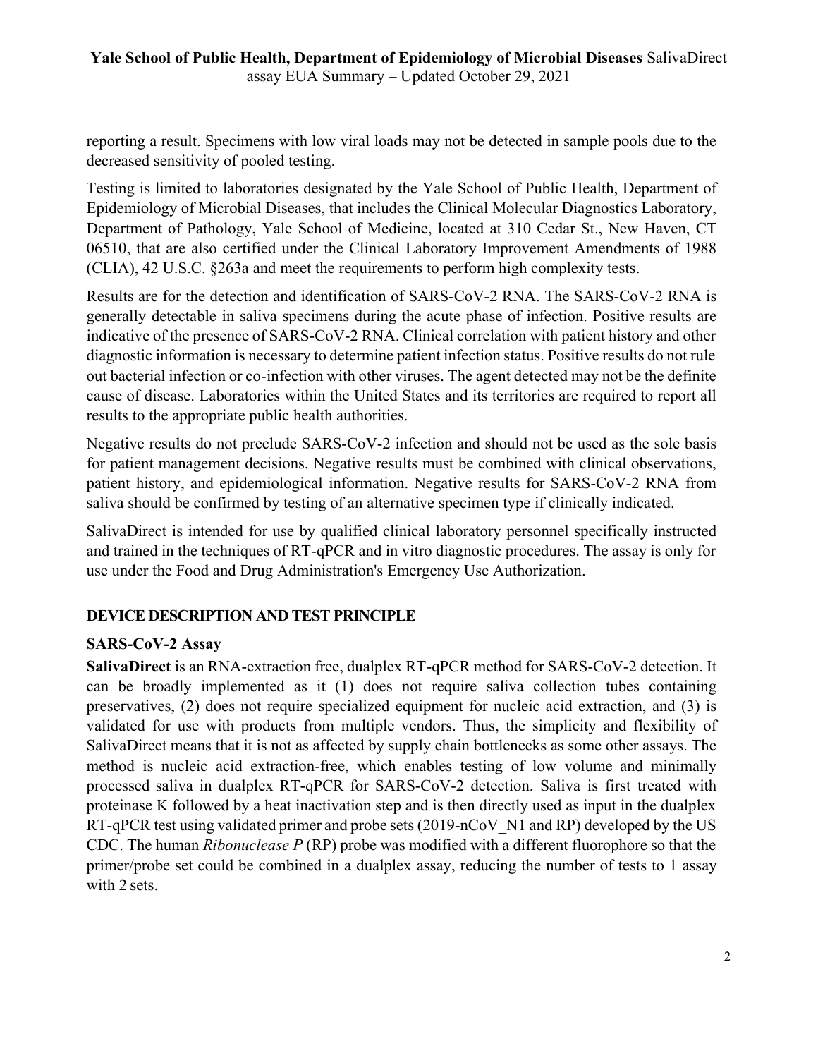reporting a result. Specimens with low viral loads may not be detected in sample pools due to the decreased sensitivity of pooled testing.

Testing is limited to laboratories designated by the Yale School of Public Health, Department of Epidemiology of Microbial Diseases, that includes the Clinical Molecular Diagnostics Laboratory, Department of Pathology, Yale School of Medicine, located at 310 Cedar St., New Haven, CT 06510, that are also certified under the Clinical Laboratory Improvement Amendments of 1988 (CLIA), 42 U.S.C. §263a and meet the requirements to perform high complexity tests.

Results are for the detection and identification of SARS-CoV-2 RNA. The SARS-CoV-2 RNA is generally detectable in saliva specimens during the acute phase of infection. Positive results are indicative of the presence of SARS-CoV-2 RNA. Clinical correlation with patient history and other diagnostic information is necessary to determine patient infection status. Positive results do not rule out bacterial infection or co-infection with other viruses. The agent detected may not be the definite cause of disease. Laboratories within the United States and its territories are required to report all results to the appropriate public health authorities.

Negative results do not preclude SARS-CoV-2 infection and should not be used as the sole basis for patient management decisions. Negative results must be combined with clinical observations, patient history, and epidemiological information. Negative results for SARS-CoV-2 RNA from saliva should be confirmed by testing of an alternative specimen type if clinically indicated.

SalivaDirect is intended for use by qualified clinical laboratory personnel specifically instructed and trained in the techniques of RT-qPCR and in vitro diagnostic procedures. The assay is only for use under the Food and Drug Administration's Emergency Use Authorization.

## DEVICE DESCRIPTION AND TEST PRINCIPLE

### SARS-CoV-2 Assay

**SalivaDirect** is an RNA-extraction free, dualplex RT-qPCR method for SARS-CoV-2 detection. It can be broadly implemented as it (1) does not require saliva collection tubes containing preservatives, (2) does not require specialized equipment for nucleic acid extraction, and (3) is validated for use with products from multiple vendors. Thus, the simplicity and flexibility of SalivaDirect means that it is not as affected by supply chain bottlenecks as some other assays. The method is nucleic acid extraction-free, which enables testing of low volume and minimally processed saliva in dualplex RT-qPCR for SARS-CoV-2 detection. Saliva is first treated with proteinase K followed by a heat inactivation step and is then directly used as input in the dualplex RT-qPCR test using validated primer and probe sets (2019-nCoV_N1 and RP) developed by the US CDC. The human *Ribonuclease P* (RP) probe was modified with a different fluorophore so that the primer/probe set could be combined in a dualplex assay, reducing the number of tests to 1 assay with 2 sets.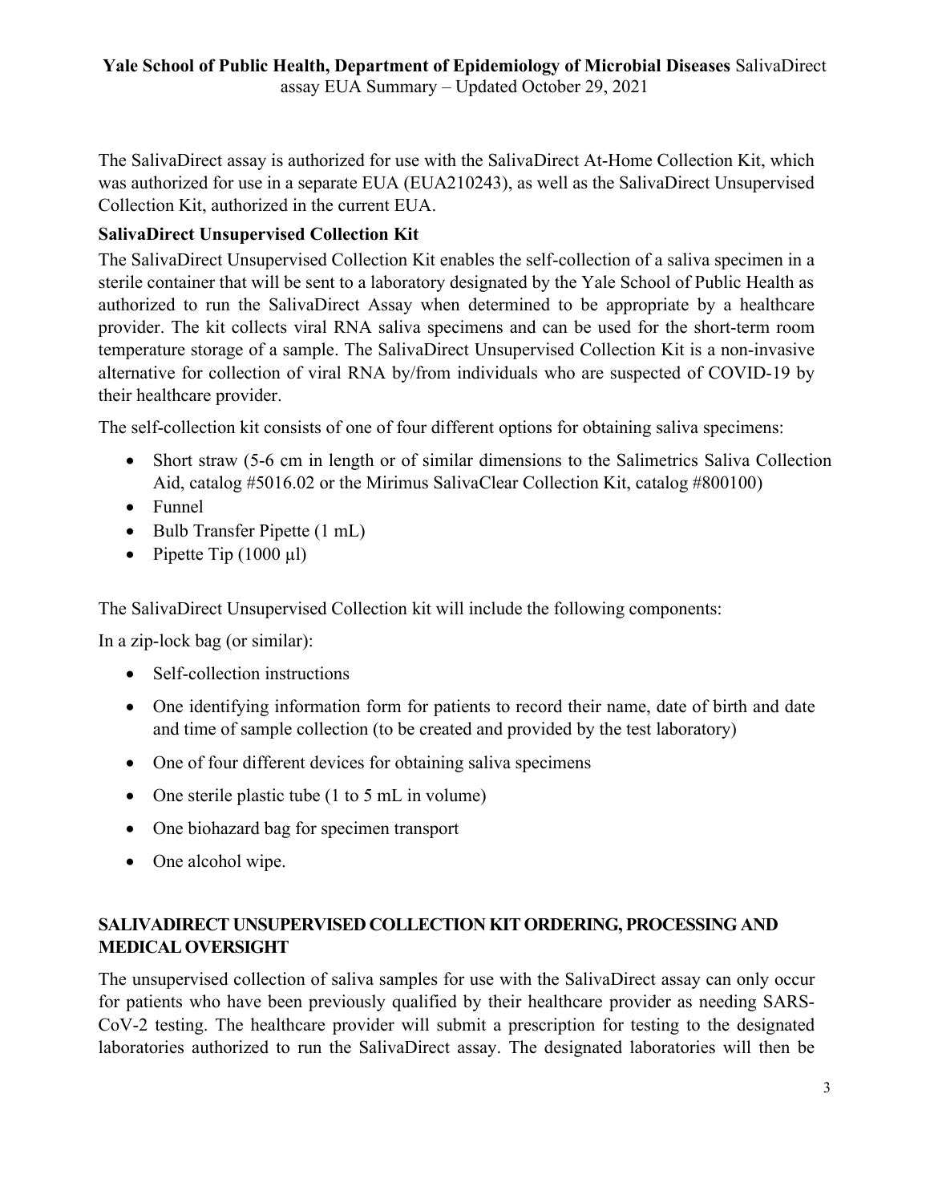The SalivaDirect assay is authorized for use with the SalivaDirect At-Home Collection Kit, which was authorized for use in a separate EUA (EUA210243), as well as the SalivaDirect Unsupervised Collection Kit, authorized in the current EUA.

**SalivaDirect Unsupervised Collection Kit**

The SalivaDirect Unsupervised Collection Kit enables the self-collection of a saliva specimen in a sterile container that will be sent to a laboratory designated by the Yale School of Public Health as authorized to run the SalivaDirect Assay when determined to be appropriate by a healthcare provider. The kit collects viral RNA saliva specimens and can be used for the short-term room temperature storage of a sample. The SalivaDirect Unsupervised Collection Kit is a non-invasive alternative for collection of viral RNA by/from individuals who are suspected of COVID-19 by their healthcare provider.

The self-collection kit consists of one of four different options for obtaining saliva specimens:

- Short straw (5-6 cm in length or of similar dimensions to the Salimetrics Saliva Collection Aid, catalog #5016.02 or the Mirimus SalivaClear Collection Kit, catalog #800100)
- Funnel
- Bulb Transfer Pipette (1 mL)
- Pipette Tip (1000 µl)

The SalivaDirect Unsupervised Collection kit will include the following components:

In a zip-lock bag (or similar):

- Self-collection instructions
- One identifying information form for patients to record their name, date of birth and date and time of sample collection (to be created and provided by the test laboratory)
- One of four different devices for obtaining saliva specimens
- One sterile plastic tube (1 to 5 mL in volume)
- One biohazard bag for specimen transport
- One alcohol wipe.

**SALIVADIRECT UNSUPERVISED COLLECTION KIT ORDERING, PROCESSING AND MEDICAL OVERSIGHT**

The unsupervised collection of saliva samples for use with the SalivaDirect assay can only occur for patients who have been previously qualified by their healthcare provider as needing SARS-CoV-2 testing. The healthcare provider will submit a prescription for testing to the designated laboratories authorized to run the SalivaDirect assay. The designated laboratories will then be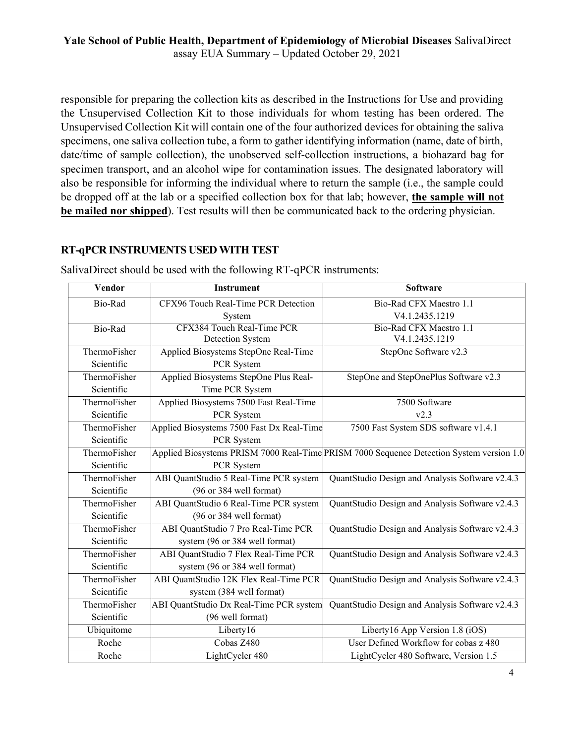responsible for preparing the collection kits as described in the Instructions for Use and providing the Unsupervised Collection Kit to those individuals for whom testing has been ordered. The Unsupervised Collection Kit will contain one of the four authorized devices for obtaining the saliva specimens, one saliva collection tube, a form to gather identifying information (name, date of birth, date/time of sample collection), the unobserved self-collection instructions, a biohazard bag for specimen transport, and an alcohol wipe for contamination issues. The designated laboratory will also be responsible for informing the individual where to return the sample (i.e., the sample could be dropped off at the lab or a specified collection box for that lab; however, **the sample will not be mailed nor shipped**). Test results will then be communicated back to the ordering physician.

## RT-qPCR INSTRUMENTS USED WITH TEST

SalivaDirect should be used with the following RT-qPCR instruments:

| Vendor | Instrument | Software |
|---|---|---|
| Bio-Rad | CFX96 Touch Real-Time PCR Detection System | Bio-Rad CFX Maestro 1.1 V4.1.2435.1219 |
| Bio-Rad | CFX384 Touch Real-Time PCR Detection System | Bio-Rad CFX Maestro 1.1 V4.1.2435.1219 |
| ThermoFisher Scientific | Applied Biosystems StepOne Real-Time PCR System | StepOne Software v2.3 |
| ThermoFisher Scientific | Applied Biosystems StepOne Plus Real-Time PCR System | StepOne and StepOnePlus Software v2.3 |
| ThermoFisher Scientific | Applied Biosystems 7500 Fast Real-Time PCR System | 7500 Software v2.3 |
| ThermoFisher Scientific | Applied Biosystems 7500 Fast Dx Real-Time PCR System | 7500 Fast System SDS software v1.4.1 |
| ThermoFisher Scientific | Applied Biosystems PRISM 7000 Real-Time PCR System | PRISM 7000 Sequence Detection System version 1.0 |
| ThermoFisher Scientific | ABI QuantStudio 5 Real-Time PCR system (96 or 384 well format) | QuantStudio Design and Analysis Software v2.4.3 |
| ThermoFisher Scientific | ABI QuantStudio 6 Real-Time PCR system (96 or 384 well format) | QuantStudio Design and Analysis Software v2.4.3 |
| ThermoFisher Scientific | ABI QuantStudio 7 Pro Real-Time PCR system (96 or 384 well format) | QuantStudio Design and Analysis Software v2.4.3 |
| ThermoFisher Scientific | ABI QuantStudio 7 Flex Real-Time PCR system (96 or 384 well format) | QuantStudio Design and Analysis Software v2.4.3 |
| ThermoFisher Scientific | ABI QuantStudio 12K Flex Real-Time PCR system (384 well format) | QuantStudio Design and Analysis Software v2.4.3 |
| ThermoFisher Scientific | ABI QuantStudio Dx Real-Time PCR system (96 well format) | QuantStudio Design and Analysis Software v2.4.3 |
| Ubiquitome | Liberty16 | Liberty16 App Version 1.8 (iOS) |
| Roche | Cobas Z480 | User Defined Workflow for cobas z 480 |
| Roche | LightCycler 480 | LightCycler 480 Software, Version 1.5 |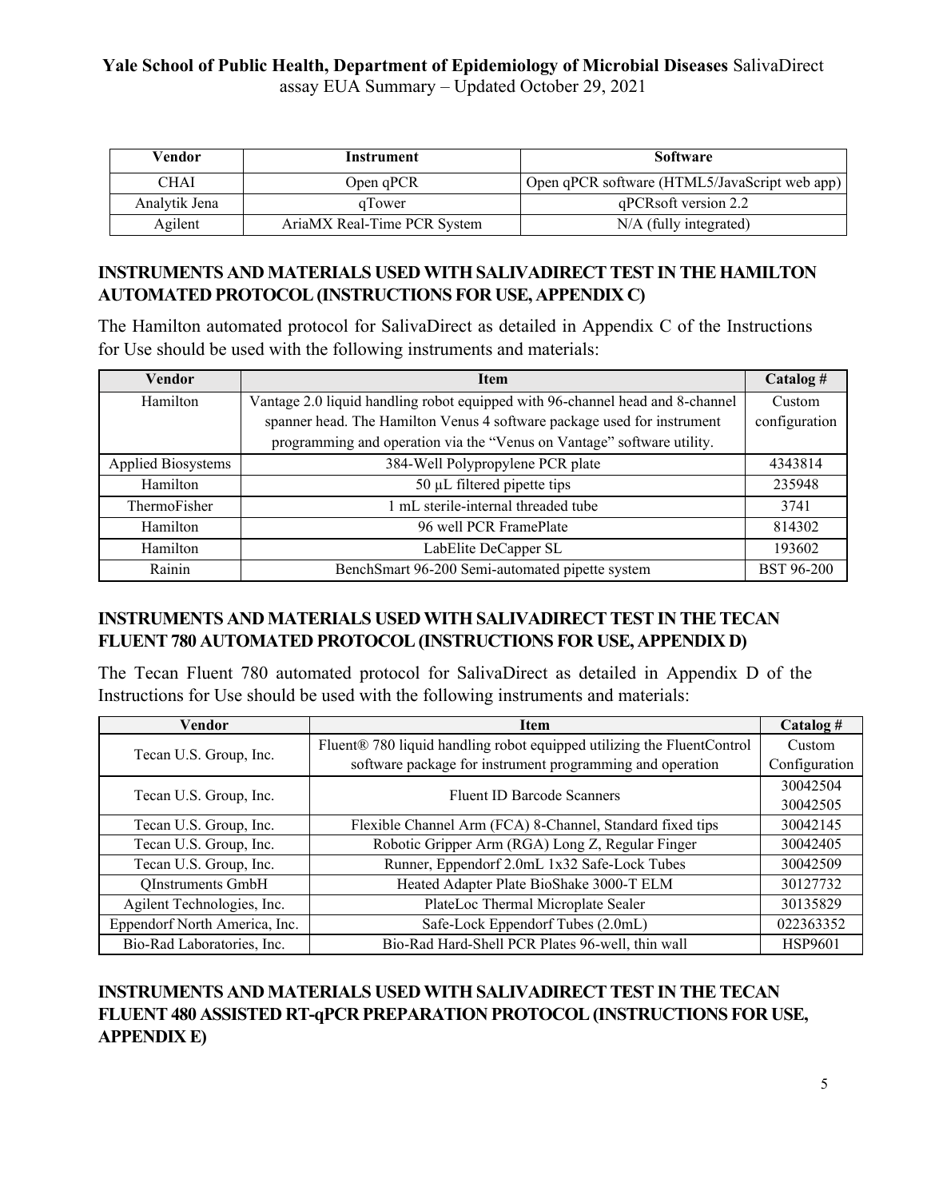| Vendor | Instrument | Software |
|---|---|---|
| CHAI | Open qPCR | Open qPCR software (HTML5/JavaScript web app) |
| Analytik Jena | qTower | qPCRsoft version 2.2 |
| Agilent | AriaMX Real-Time PCR System | N/A (fully integrated) |

## INSTRUMENTS AND MATERIALS USED WITH SALIVADIRECT TEST IN THE HAMILTON AUTOMATED PROTOCOL (INSTRUCTIONS FOR USE, APPENDIX C)

The Hamilton automated protocol for SalivaDirect as detailed in Appendix C of the Instructions for Use should be used with the following instruments and materials:

| Vendor | Item | Catalog # |
|---|---|---|
| Hamilton | Vantage 2.0 liquid handling robot equipped with 96-channel head and 8-channel spanner head. The Hamilton Venus 4 software package used for instrument programming and operation via the "Venus on Vantage" software utility. | Custom configuration |
| Applied Biosystems | 384-Well Polypropylene PCR plate | 4343814 |
| Hamilton | 50 µL filtered pipette tips | 235948 |
| ThermoFisher | 1 mL sterile-internal threaded tube | 3741 |
| Hamilton | 96 well PCR FramePlate | 814302 |
| Hamilton | LabElite DeCapper SL | 193602 |
| Rainin | BenchSmart 96-200 Semi-automated pipette system | BST 96-200 |

## INSTRUMENTS AND MATERIALS USED WITH SALIVADIRECT TEST IN THE TECAN FLUENT 780 AUTOMATED PROTOCOL (INSTRUCTIONS FOR USE, APPENDIX D)

The Tecan Fluent 780 automated protocol for SalivaDirect as detailed in Appendix D of the Instructions for Use should be used with the following instruments and materials:

| Vendor | Item | Catalog # |
|---|---|---|
| Tecan U.S. Group, Inc. | Fluent® 780 liquid handling robot equipped utilizing the FluentControl software package for instrument programming and operation | Custom Configuration |
| Tecan U.S. Group, Inc. | Fluent ID Barcode Scanners | 30042504 30042505 |
| Tecan U.S. Group, Inc. | Flexible Channel Arm (FCA) 8-Channel, Standard fixed tips | 30042145 |
| Tecan U.S. Group, Inc. | Robotic Gripper Arm (RGA) Long Z, Regular Finger | 30042405 |
| Tecan U.S. Group, Inc. | Runner, Eppendorf 2.0mL 1x32 Safe-Lock Tubes | 30042509 |
| QInstruments GmbH | Heated Adapter Plate BioShake 3000-T ELM | 30127732 |
| Agilent Technologies, Inc. | PlateLoc Thermal Microplate Sealer | 30135829 |
| Eppendorf North America, Inc. | Safe-Lock Eppendorf Tubes (2.0mL) | 022363352 |
| Bio-Rad Laboratories, Inc. | Bio-Rad Hard-Shell PCR Plates 96-well, thin wall | HSP9601 |

## INSTRUMENTS AND MATERIALS USED WITH SALIVADIRECT TEST IN THE TECAN FLUENT 480 ASSISTED RT-qPCR PREPARATION PROTOCOL (INSTRUCTIONS FOR USE, APPENDIX E)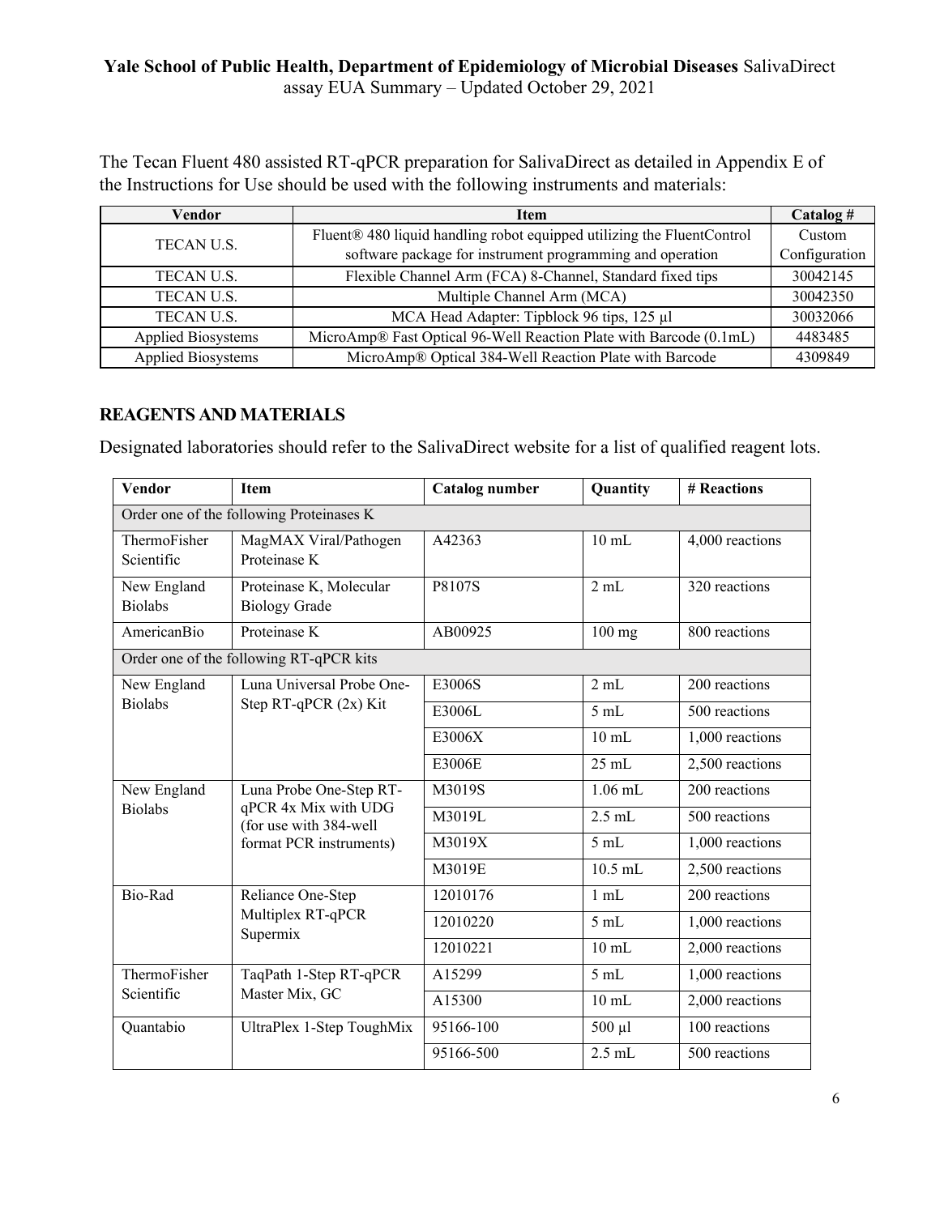The Tecan Fluent 480 assisted RT-qPCR preparation for SalivaDirect as detailed in Appendix E of the Instructions for Use should be used with the following instruments and materials:

| Vendor | Item | Catalog # |
|---|---|---|
| TECAN U.S. | Fluent® 480 liquid handling robot equipped utilizing the FluentControl software package for instrument programming and operation | Custom Configuration |
| TECAN U.S. | Flexible Channel Arm (FCA) 8-Channel, Standard fixed tips | 30042145 |
| TECAN U.S. | Multiple Channel Arm (MCA) | 30042350 |
| TECAN U.S. | MCA Head Adapter: Tipblock 96 tips, 125 µl | 30032066 |
| Applied Biosystems | MicroAmp® Fast Optical 96-Well Reaction Plate with Barcode (0.1mL) | 4483485 |
| Applied Biosystems | MicroAmp® Optical 384-Well Reaction Plate with Barcode | 4309849 |

## REAGENTS AND MATERIALS

Designated laboratories should refer to the SalivaDirect website for a list of qualified reagent lots.

| Vendor | Item | Catalog number | Quantity | # Reactions |
|---|---|---|---|---|
| Order one of the following Proteinases K | | | | |
| ThermoFisher Scientific | MagMAX Viral/Pathogen Proteinase K | A42363 | 10 mL | 4,000 reactions |
| New England Biolabs | Proteinase K, Molecular Biology Grade | P8107S | 2 mL | 320 reactions |
| AmericanBio | Proteinase K | AB00925 | 100 mg | 800 reactions |
| Order one of the following RT-qPCR kits | | | | |
| New England Biolabs | Luna Universal Probe One-Step RT-qPCR (2x) Kit | E3006S | 2 mL | 200 reactions |
| | | E3006L | 5 mL | 500 reactions |
| | | E3006X | 10 mL | 1,000 reactions |
| | | E3006E | 25 mL | 2,500 reactions |
| New England Biolabs | Luna Probe One-Step RT-qPCR 4x Mix with UDG (for use with 384-well format PCR instruments) | M3019S | 1.06 mL | 200 reactions |
| | | M3019L | 2.5 mL | 500 reactions |
| | | M3019X | 5 mL | 1,000 reactions |
| | | M3019E | 10.5 mL | 2,500 reactions |
| Bio-Rad | Reliance One-Step Multiplex RT-qPCR Supermix | 12010176 | 1 mL | 200 reactions |
| | | 12010220 | 5 mL | 1,000 reactions |
| | | 12010221 | 10 mL | 2,000 reactions |
| ThermoFisher Scientific | TaqPath 1-Step RT-qPCR Master Mix, GC | A15299 | 5 mL | 1,000 reactions |
| | | A15300 | 10 mL | 2,000 reactions |
| Quantabio | UltraPlex 1-Step ToughMix | 95166-100 | 500 µl | 100 reactions |
| | | 95166-500 | 2.5 mL | 500 reactions |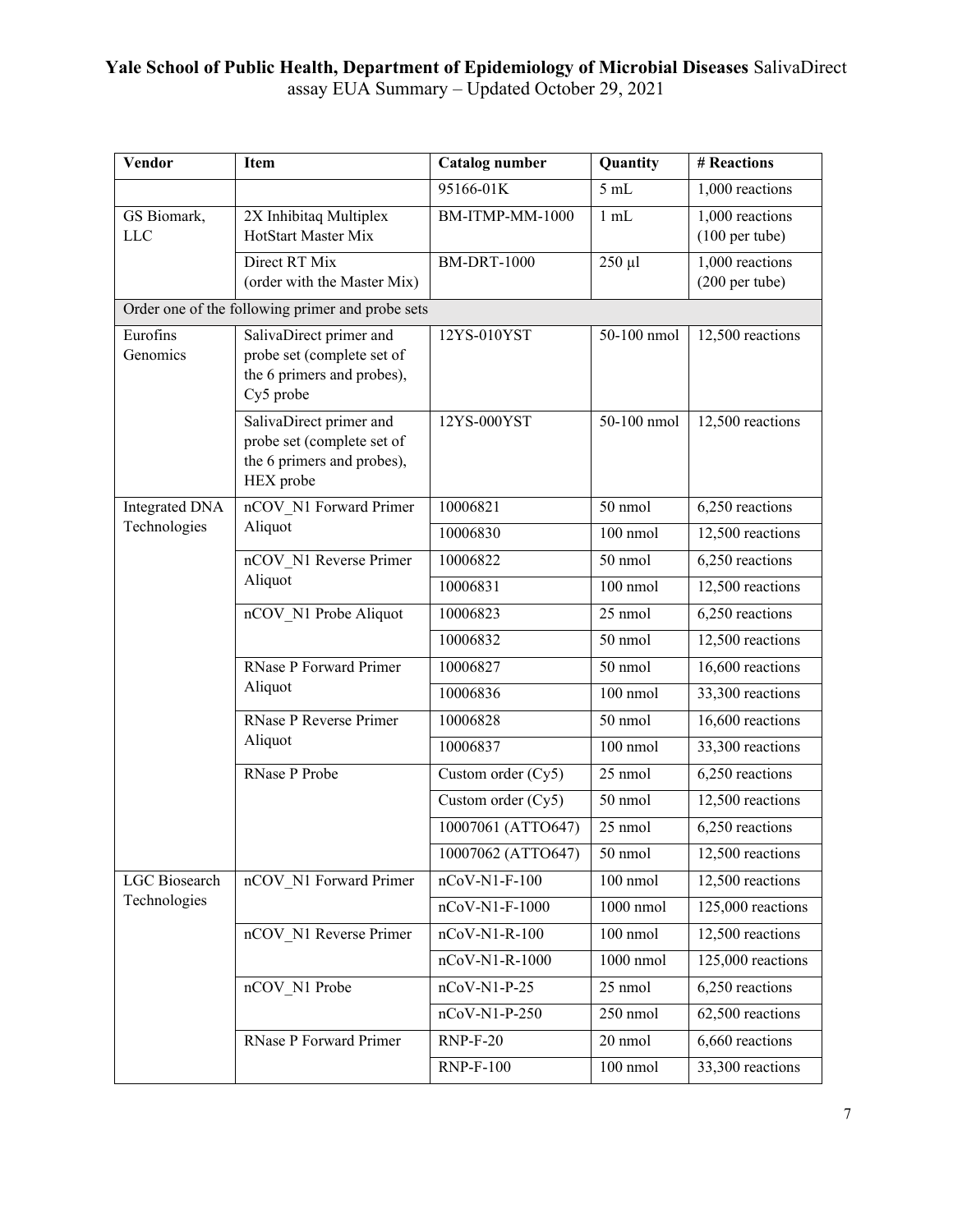| Vendor | Item | Catalog number | Quantity | # Reactions |
|---|---|---|---|---|
| | | 95166-01K | 5 mL | 1,000 reactions |
| GS Biomark, LLC | 2X Inhibitaq Multiplex HotStart Master Mix | BM-ITMP-MM-1000 | 1 mL | 1,000 reactions (100 per tube) |
| | Direct RT Mix (order with the Master Mix) | BM-DRT-1000 | 250 µl | 1,000 reactions (200 per tube) |
| Order one of the following primer and probe sets | | | | |
| Eurofins Genomics | SalivaDirect primer and probe set (complete set of the 6 primers and probes), Cy5 probe | 12YS-010YST | 50-100 nmol | 12,500 reactions |
| | SalivaDirect primer and probe set (complete set of the 6 primers and probes), HEX probe | 12YS-000YST | 50-100 nmol | 12,500 reactions |
| Integrated DNA Technologies | nCOV_N1 Forward Primer Aliquot | 10006821 | 50 nmol | 6,250 reactions |
| | | 10006830 | 100 nmol | 12,500 reactions |
| | nCOV_N1 Reverse Primer Aliquot | 10006822 | 50 nmol | 6,250 reactions |
| | | 10006831 | 100 nmol | 12,500 reactions |
| | nCOV_N1 Probe Aliquot | 10006823 | 25 nmol | 6,250 reactions |
| | | 10006832 | 50 nmol | 12,500 reactions |
| | RNase P Forward Primer Aliquot | 10006827 | 50 nmol | 16,600 reactions |
| | | 10006836 | 100 nmol | 33,300 reactions |
| | RNase P Reverse Primer Aliquot | 10006828 | 50 nmol | 16,600 reactions |
| | | 10006837 | 100 nmol | 33,300 reactions |
| | RNase P Probe | Custom order (Cy5) | 25 nmol | 6,250 reactions |
| | | Custom order (Cy5) | 50 nmol | 12,500 reactions |
| | | 10007061 (ATTO647) | 25 nmol | 6,250 reactions |
| | | 10007062 (ATTO647) | 50 nmol | 12,500 reactions |
| LGC Biosearch Technologies | nCOV_N1 Forward Primer | nCoV-N1-F-100 | 100 nmol | 12,500 reactions |
| | | nCoV-N1-F-1000 | 1000 nmol | 125,000 reactions |
| | nCOV_N1 Reverse Primer | nCoV-N1-R-100 | 100 nmol | 12,500 reactions |
| | | nCoV-N1-R-1000 | 1000 nmol | 125,000 reactions |
| | nCOV_N1 Probe | nCoV-N1-P-25 | 25 nmol | 6,250 reactions |
| | | nCoV-N1-P-250 | 250 nmol | 62,500 reactions |
| | RNase P Forward Primer | RNP-F-20 | 20 nmol | 6,660 reactions |
| | | RNP-F-100 | 100 nmol | 33,300 reactions |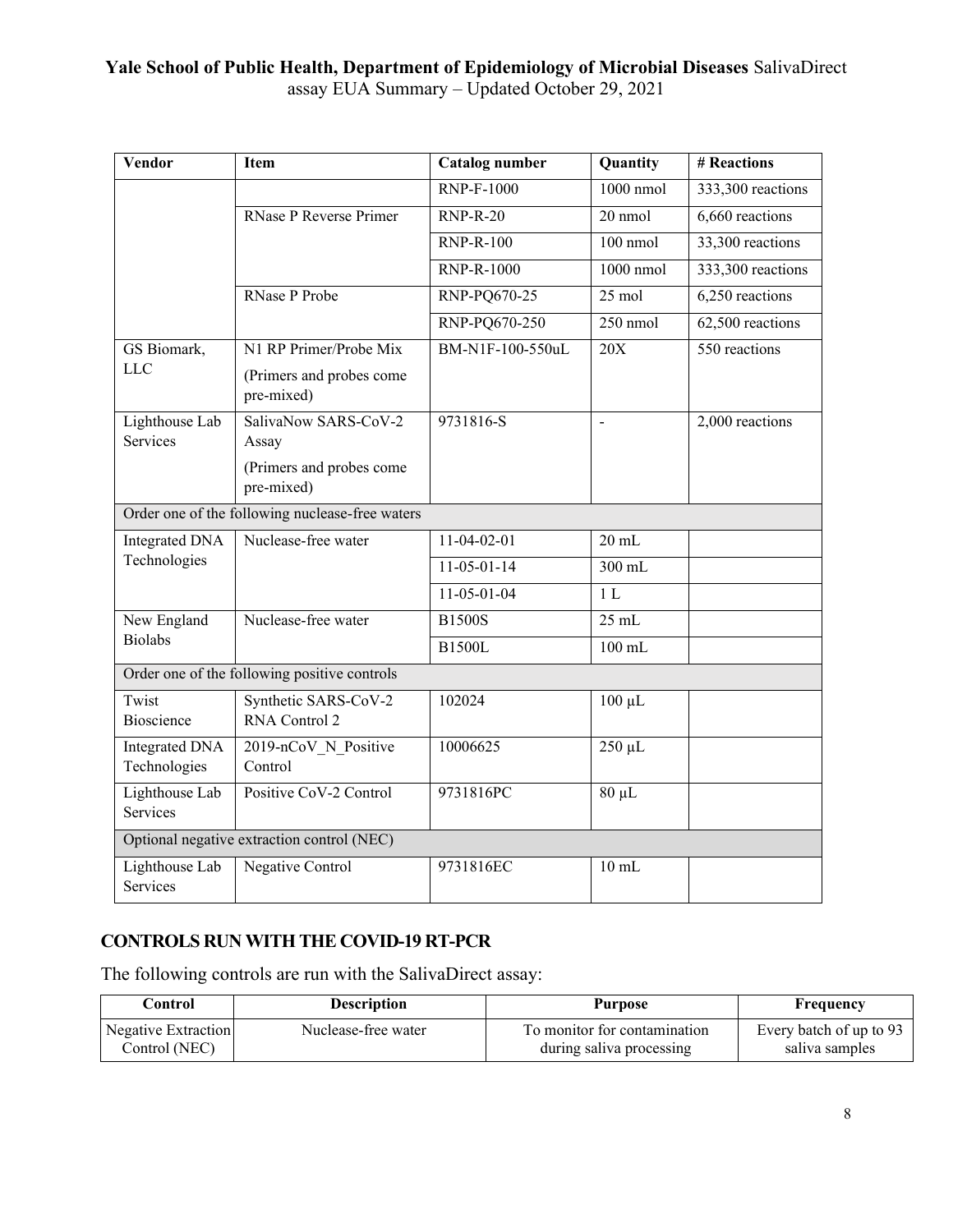| Vendor | Item | Catalog number | Quantity | # Reactions |
|---|---|---|---|---|
| | | RNP-F-1000 | 1000 nmol | 333,300 reactions |
| | RNase P Reverse Primer | RNP-R-20 | 20 nmol | 6,660 reactions |
| | | RNP-R-100 | 100 nmol | 33,300 reactions |
| | | RNP-R-1000 | 1000 nmol | 333,300 reactions |
| | RNase P Probe | RNP-PQ670-25 | 25 mol | 6,250 reactions |
| | | RNP-PQ670-250 | 250 nmol | 62,500 reactions |
| GS Biomark, LLC | N1 RP Primer/Probe Mix (Primers and probes come pre-mixed) | BM-N1F-100-550uL | 20X | 550 reactions |
| Lighthouse Lab Services | SalivaNow SARS-CoV-2 Assay (Primers and probes come pre-mixed) | 9731816-S | - | 2,000 reactions |
| Order one of the following nuclease-free waters | | | | |
| Integrated DNA Technologies | Nuclease-free water | 11-04-02-01 | 20 mL | |
| | | 11-05-01-14 | 300 mL | |
| | | 11-05-01-04 | 1 L | |
| New England Biolabs | Nuclease-free water | B1500S | 25 mL | |
| | | B1500L | 100 mL | |
| Order one of the following positive controls | | | | |
| Twist Bioscience | Synthetic SARS-CoV-2 RNA Control 2 | 102024 | 100 µL | |
| Integrated DNA Technologies | 2019-nCoV_N_Positive Control | 10006625 | 250 µL | |
| Lighthouse Lab Services | Positive CoV-2 Control | 9731816PC | 80 µL | |
| Optional negative extraction control (NEC) | | | | |
| Lighthouse Lab Services | Negative Control | 9731816EC | 10 mL | |

## CONTROLS RUN WITH THE COVID-19 RT-PCR

The following controls are run with the SalivaDirect assay:

| Control | Description | Purpose | Frequency |
|---|---|---|---|
| Negative Extraction Control (NEC) | Nuclease-free water | To monitor for contamination during saliva processing | Every batch of up to 93 saliva samples |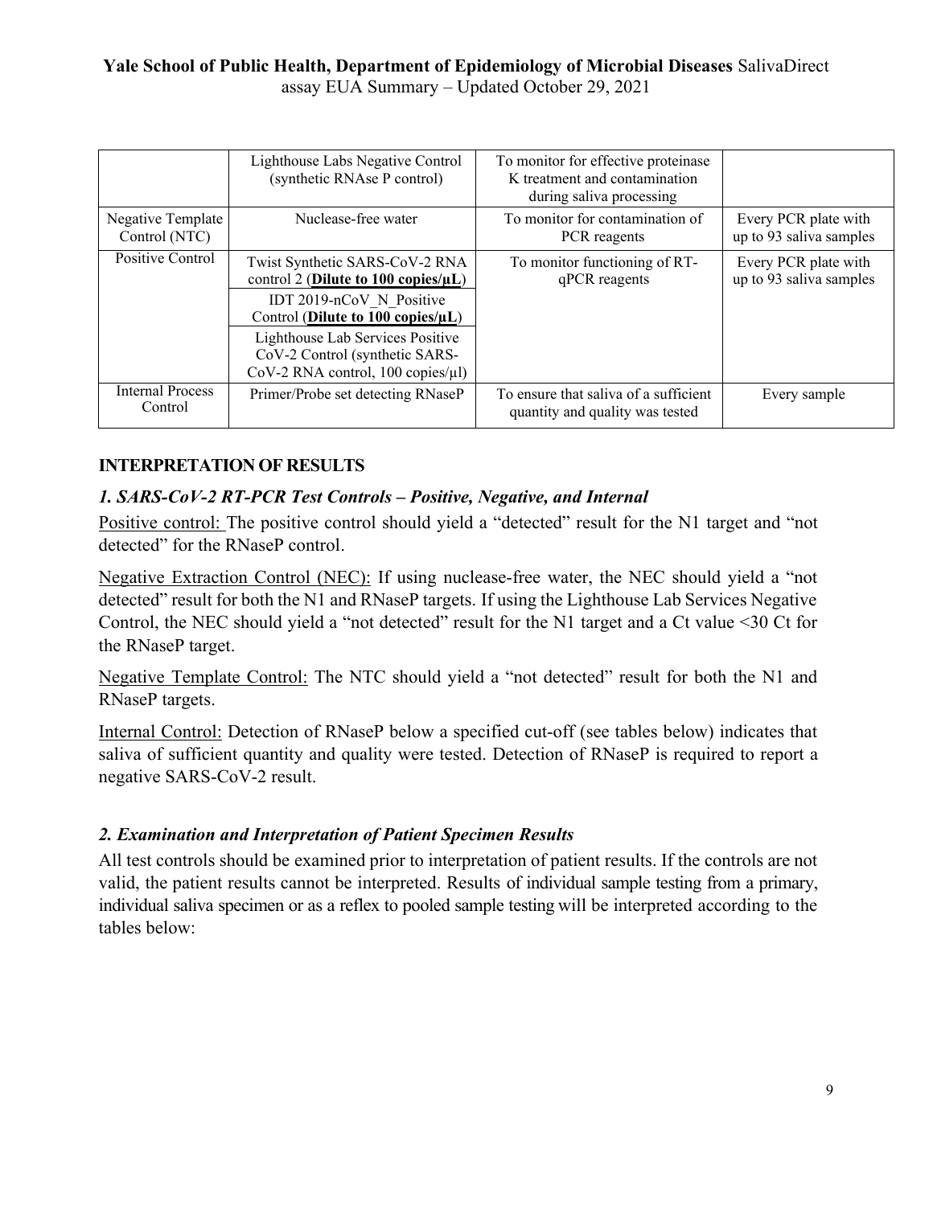|  |  |  |  |
|---|---|---|---|
|  | Lighthouse Labs Negative Control (synthetic RNAse P control) | To monitor for effective proteinase K treatment and contamination during saliva processing |  |
| Negative Template Control (NTC) | Nuclease-free water | To monitor for contamination of PCR reagents | Every PCR plate with up to 93 saliva samples |
| Positive Control | Twist Synthetic SARS-CoV-2 RNA control 2 (**Dilute to 100 copies/µL**) | To monitor functioning of RT-qPCR reagents | Every PCR plate with up to 93 saliva samples |
|  | IDT 2019-nCoV_N_Positive Control (**Dilute to 100 copies/µL**) |  |  |
|  | Lighthouse Lab Services Positive CoV-2 Control (synthetic SARS-CoV-2 RNA control, 100 copies/µl) |  |  |
| Internal Process Control | Primer/Probe set detecting RNaseP | To ensure that saliva of a sufficient quantity and quality was tested | Every sample |

## INTERPRETATION OF RESULTS

### *1. SARS-CoV-2 RT-PCR Test Controls – Positive, Negative, and Internal*

Positive control: The positive control should yield a "detected" result for the N1 target and "not detected" for the RNaseP control.

Negative Extraction Control (NEC): If using nuclease-free water, the NEC should yield a "not detected" result for both the N1 and RNaseP targets. If using the Lighthouse Lab Services Negative Control, the NEC should yield a "not detected" result for the N1 target and a Ct value <30 Ct for the RNaseP target.

Negative Template Control: The NTC should yield a "not detected" result for both the N1 and RNaseP targets.

Internal Control: Detection of RNaseP below a specified cut-off (see tables below) indicates that saliva of sufficient quantity and quality were tested. Detection of RNaseP is required to report a negative SARS-CoV-2 result.

### *2. Examination and Interpretation of Patient Specimen Results*

All test controls should be examined prior to interpretation of patient results. If the controls are not valid, the patient results cannot be interpreted. Results of individual sample testing from a primary, individual saliva specimen or as a reflex to pooled sample testing will be interpreted according to the tables below: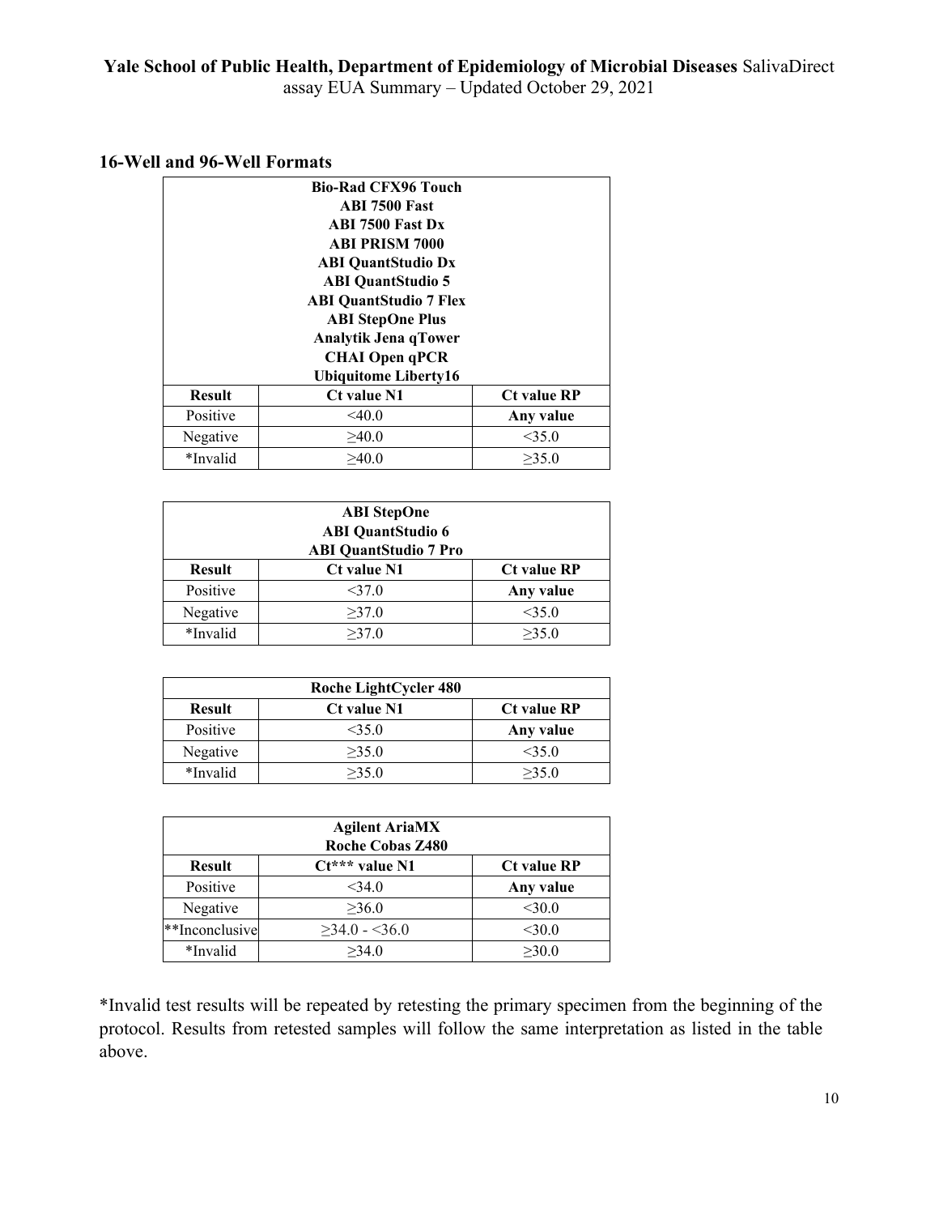## 16-Well and 96-Well Formats

| Bio-Rad CFX96 Touch<br>ABI 7500 Fast<br>ABI 7500 Fast Dx<br>ABI PRISM 7000<br>ABI QuantStudio Dx<br>ABI QuantStudio 5<br>ABI QuantStudio 7 Flex<br>ABI StepOne Plus<br>Analytik Jena qTower<br>CHAI Open qPCR<br>Ubiquitome Liberty16 | | |
|---|---|---|
| **Result** | **Ct value N1** | **Ct value RP** |
| Positive | <40.0 | **Any value** |
| Negative | ≥40.0 | <35.0 |
| *Invalid | ≥40.0 | ≥35.0 |

| ABI StepOne<br>ABI QuantStudio 6<br>ABI QuantStudio 7 Pro | | |
|---|---|---|
| **Result** | **Ct value N1** | **Ct value RP** |
| Positive | <37.0 | **Any value** |
| Negative | ≥37.0 | <35.0 |
| *Invalid | ≥37.0 | ≥35.0 |

| Roche LightCycler 480 | | |
|---|---|---|
| **Result** | **Ct value N1** | **Ct value RP** |
| Positive | <35.0 | **Any value** |
| Negative | ≥35.0 | <35.0 |
| *Invalid | ≥35.0 | ≥35.0 |

| Agilent AriaMX<br>Roche Cobas Z480 | | |
|---|---|---|
| **Result** | **Ct*** value N1** | **Ct value RP** |
| Positive | <34.0 | **Any value** |
| Negative | ≥36.0 | <30.0 |
| **Inconclusive | ≥34.0 - <36.0 | <30.0 |
| *Invalid | ≥34.0 | ≥30.0 |

*Invalid test results will be repeated by retesting the primary specimen from the beginning of the protocol. Results from retested samples will follow the same interpretation as listed in the table above.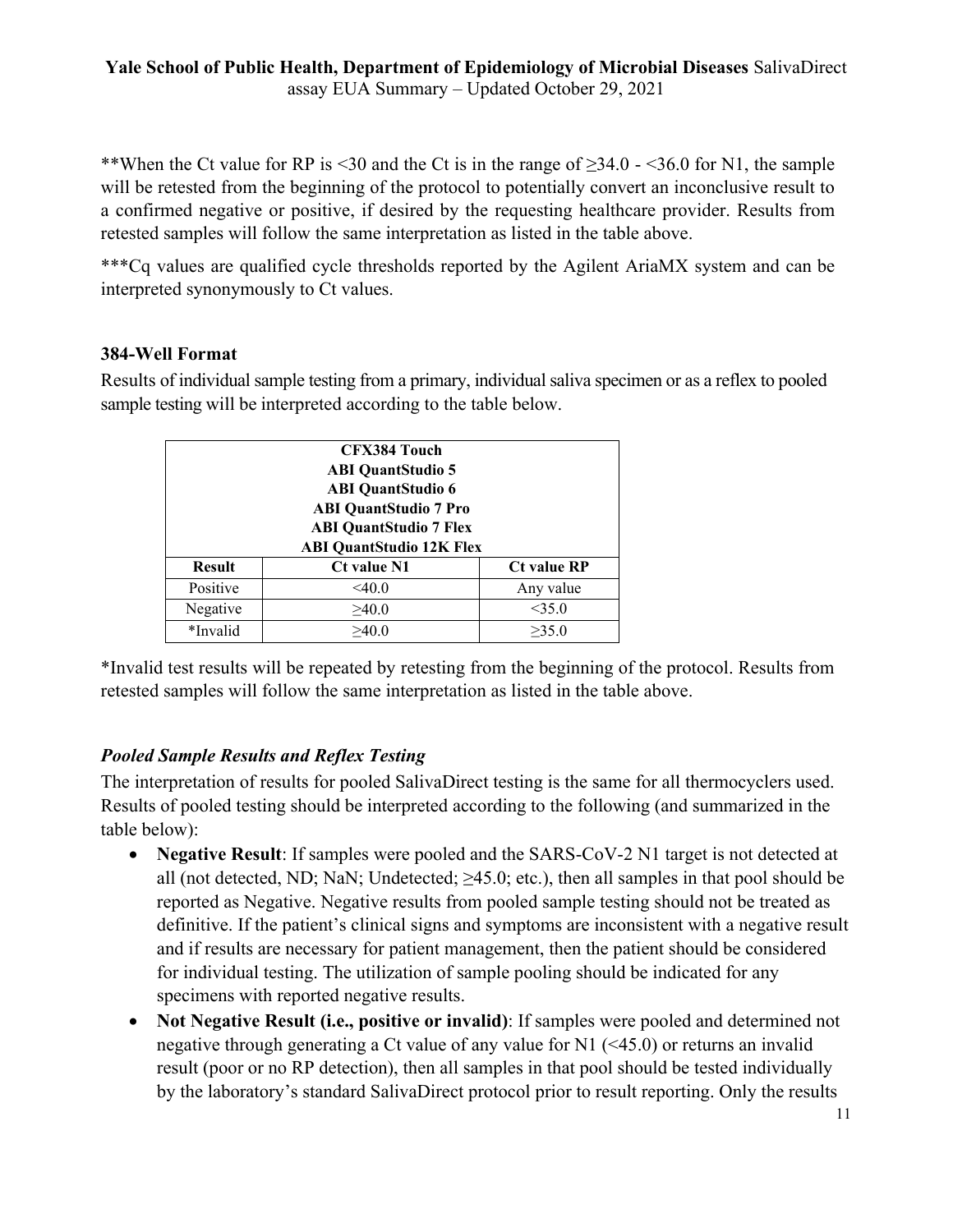**When the Ct value for RP is <30 and the Ct is in the range of ≥34.0 - <36.0 for N1, the sample will be retested from the beginning of the protocol to potentially convert an inconclusive result to a confirmed negative or positive, if desired by the requesting healthcare provider. Results from retested samples will follow the same interpretation as listed in the table above.

***Cq values are qualified cycle thresholds reported by the Agilent AriaMX system and can be interpreted synonymously to Ct values.

### 384-Well Format

Results of individual sample testing from a primary, individual saliva specimen or as a reflex to pooled sample testing will be interpreted according to the table below.

| CFX384 Touch<br>ABI QuantStudio 5<br>ABI QuantStudio 6<br>ABI QuantStudio 7 Pro<br>ABI QuantStudio 7 Flex<br>ABI QuantStudio 12K Flex | | |
|---|---|---|
| **Result** | **Ct value N1** | **Ct value RP** |
| Positive | <40.0 | Any value |
| Negative | ≥40.0 | <35.0 |
| *Invalid | ≥40.0 | ≥35.0 |

*Invalid test results will be repeated by retesting from the beginning of the protocol. Results from retested samples will follow the same interpretation as listed in the table above.

### *Pooled Sample Results and Reflex Testing*

The interpretation of results for pooled SalivaDirect testing is the same for all thermocyclers used. Results of pooled testing should be interpreted according to the following (and summarized in the table below):

- **Negative Result**: If samples were pooled and the SARS-CoV-2 N1 target is not detected at all (not detected, ND; NaN; Undetected; ≥45.0; etc.), then all samples in that pool should be reported as Negative. Negative results from pooled sample testing should not be treated as definitive. If the patient's clinical signs and symptoms are inconsistent with a negative result and if results are necessary for patient management, then the patient should be considered for individual testing. The utilization of sample pooling should be indicated for any specimens with reported negative results.
- **Not Negative Result (i.e., positive or invalid)**: If samples were pooled and determined not negative through generating a Ct value of any value for N1 (<45.0) or returns an invalid result (poor or no RP detection), then all samples in that pool should be tested individually by the laboratory's standard SalivaDirect protocol prior to result reporting. Only the results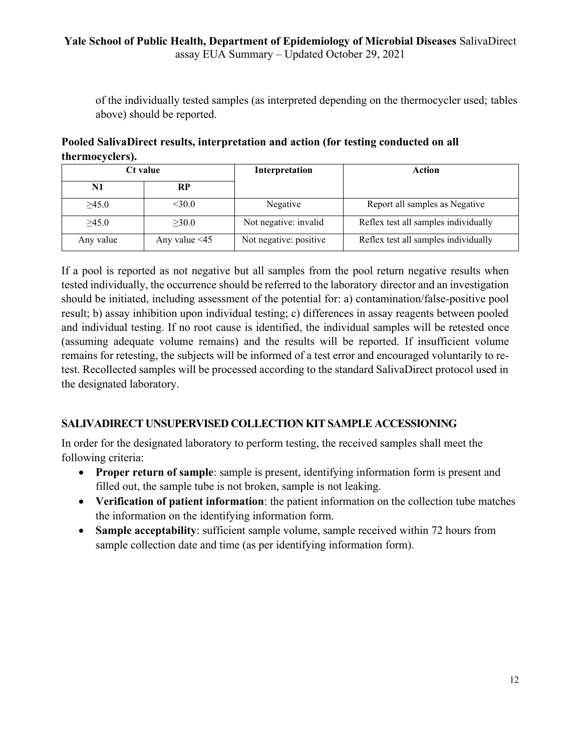of the individually tested samples (as interpreted depending on the thermocycler used; tables above) should be reported.

**Pooled SalivaDirect results, interpretation and action (for testing conducted on all thermocyclers).**

| Ct value | | Interpretation | Action |
|---|---|---|---|
| **N1** | **RP** | | |
| ≥45.0 | <30.0 | Negative | Report all samples as Negative |
| ≥45.0 | ≥30.0 | Not negative: invalid | Reflex test all samples individually |
| Any value | Any value <45 | Not negative: positive | Reflex test all samples individually |

If a pool is reported as not negative but all samples from the pool return negative results when tested individually, the occurrence should be referred to the laboratory director and an investigation should be initiated, including assessment of the potential for: a) contamination/false-positive pool result; b) assay inhibition upon individual testing; c) differences in assay reagents between pooled and individual testing. If no root cause is identified, the individual samples will be retested once (assuming adequate volume remains) and the results will be reported. If insufficient volume remains for retesting, the subjects will be informed of a test error and encouraged voluntarily to re-test. Recollected samples will be processed according to the standard SalivaDirect protocol used in the designated laboratory.

## SALIVADIRECT UNSUPERVISED COLLECTION KIT SAMPLE ACCESSIONING

In order for the designated laboratory to perform testing, the received samples shall meet the following criteria:

- **Proper return of sample**: sample is present, identifying information form is present and filled out, the sample tube is not broken, sample is not leaking.
- **Verification of patient information**: the patient information on the collection tube matches the information on the identifying information form.
- **Sample acceptability**: sufficient sample volume, sample received within 72 hours from sample collection date and time (as per identifying information form).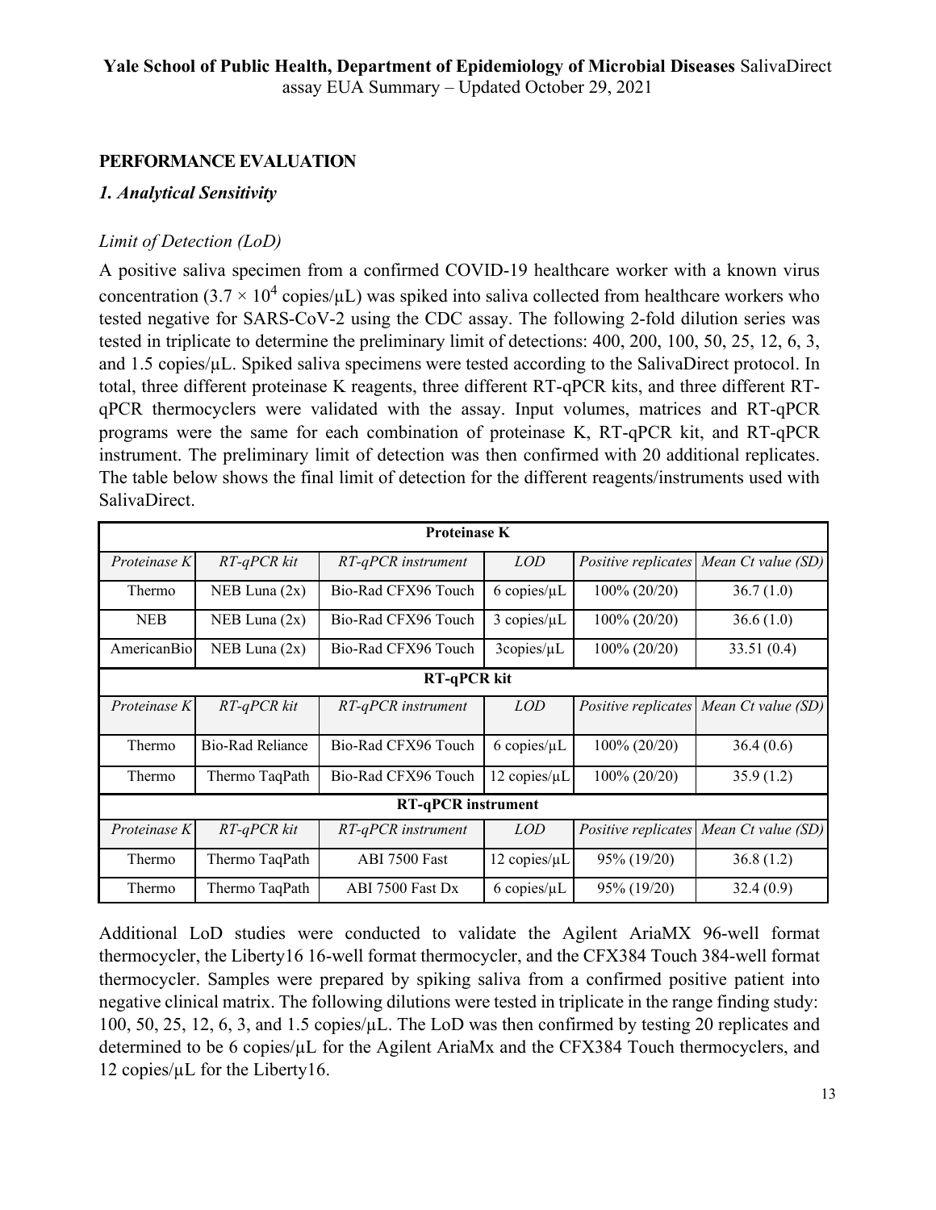## PERFORMANCE EVALUATION

### *1. Analytical Sensitivity*

*Limit of Detection (LoD)*

A positive saliva specimen from a confirmed COVID-19 healthcare worker with a known virus concentration ($3.7 \times 10^4$ copies/µL) was spiked into saliva collected from healthcare workers who tested negative for SARS-CoV-2 using the CDC assay. The following 2-fold dilution series was tested in triplicate to determine the preliminary limit of detections: 400, 200, 100, 50, 25, 12, 6, 3, and 1.5 copies/µL. Spiked saliva specimens were tested according to the SalivaDirect protocol. In total, three different proteinase K reagents, three different RT-qPCR kits, and three different RT-qPCR thermocyclers were validated with the assay. Input volumes, matrices and RT-qPCR programs were the same for each combination of proteinase K, RT-qPCR kit, and RT-qPCR instrument. The preliminary limit of detection was then confirmed with 20 additional replicates. The table below shows the final limit of detection for the different reagents/instruments used with SalivaDirect.

| **Proteinase K** | | | | | |
|---|---|---|---|---|---|
| *Proteinase K* | *RT-qPCR kit* | *RT-qPCR instrument* | *LOD* | *Positive replicates* | *Mean Ct value (SD)* |
| Thermo | NEB Luna (2x) | Bio-Rad CFX96 Touch | 6 copies/µL | 100% (20/20) | 36.7 (1.0) |
| NEB | NEB Luna (2x) | Bio-Rad CFX96 Touch | 3 copies/µL | 100% (20/20) | 36.6 (1.0) |
| AmericanBio | NEB Luna (2x) | Bio-Rad CFX96 Touch | 3copies/µL | 100% (20/20) | 33.51 (0.4) |
| **RT-qPCR kit** | | | | | |
| *Proteinase K* | *RT-qPCR kit* | *RT-qPCR instrument* | *LOD* | *Positive replicates* | *Mean Ct value (SD)* |
| Thermo | Bio-Rad Reliance | Bio-Rad CFX96 Touch | 6 copies/µL | 100% (20/20) | 36.4 (0.6) |
| Thermo | Thermo TaqPath | Bio-Rad CFX96 Touch | 12 copies/µL | 100% (20/20) | 35.9 (1.2) |
| **RT-qPCR instrument** | | | | | |
| *Proteinase K* | *RT-qPCR kit* | *RT-qPCR instrument* | *LOD* | *Positive replicates* | *Mean Ct value (SD)* |
| Thermo | Thermo TaqPath | ABI 7500 Fast | 12 copies/µL | 95% (19/20) | 36.8 (1.2) |
| Thermo | Thermo TaqPath | ABI 7500 Fast Dx | 6 copies/µL | 95% (19/20) | 32.4 (0.9) |

Additional LoD studies were conducted to validate the Agilent AriaMX 96-well format thermocycler, the Liberty16 16-well format thermocycler, and the CFX384 Touch 384-well format thermocycler. Samples were prepared by spiking saliva from a confirmed positive patient into negative clinical matrix. The following dilutions were tested in triplicate in the range finding study: 100, 50, 25, 12, 6, 3, and 1.5 copies/µL. The LoD was then confirmed by testing 20 replicates and determined to be 6 copies/µL for the Agilent AriaMx and the CFX384 Touch thermocyclers, and 12 copies/µL for the Liberty16.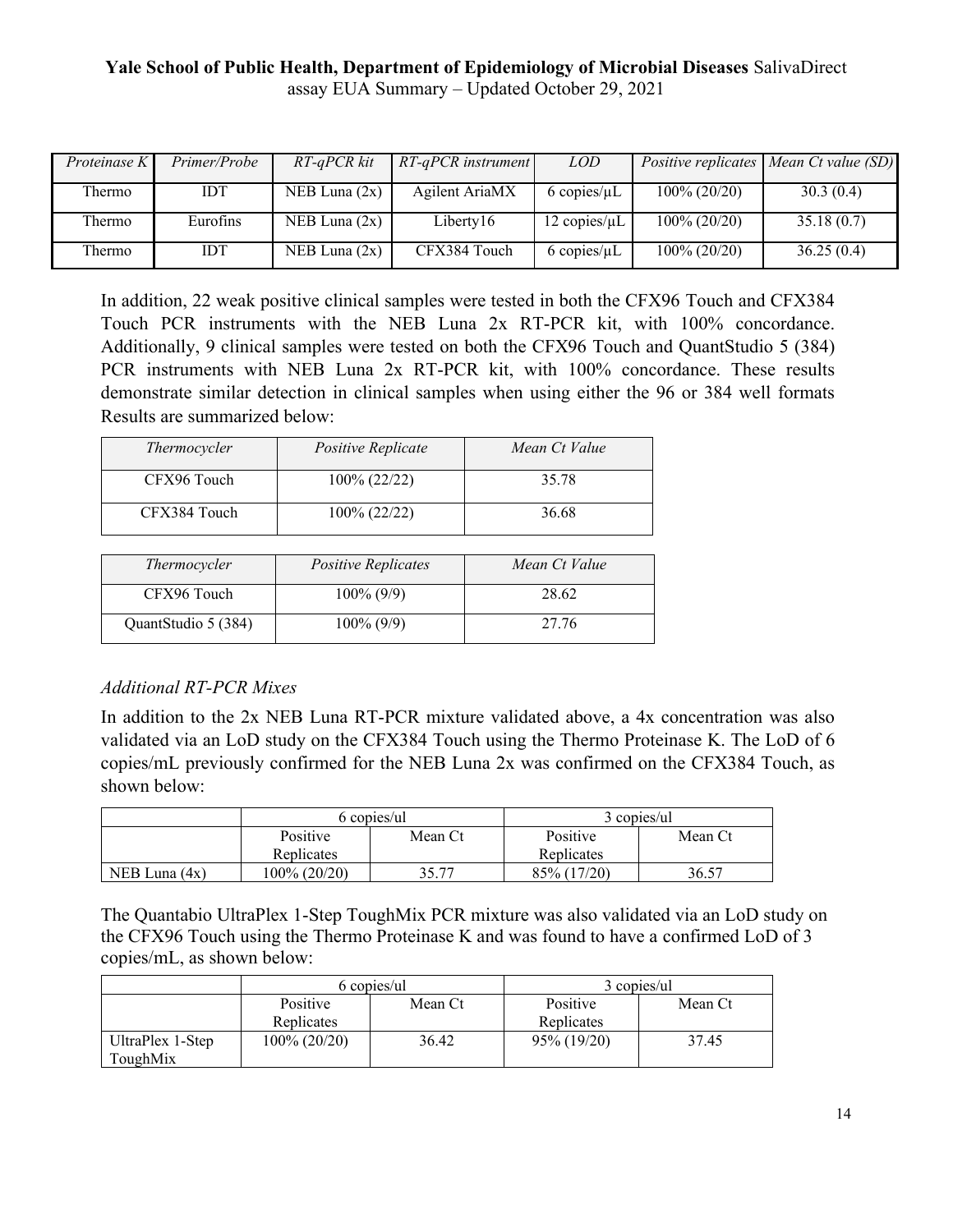| *Proteinase K* | *Primer/Probe* | *RT-qPCR kit* | *RT-qPCR instrument* | *LOD* | *Positive replicates* | *Mean Ct value (SD)* |
|---|---|---|---|---|---|---|
| Thermo | IDT | NEB Luna (2x) | Agilent AriaMX | 6 copies/μL | 100% (20/20) | 30.3 (0.4) |
| Thermo | Eurofins | NEB Luna (2x) | Liberty16 | 12 copies/μL | 100% (20/20) | 35.18 (0.7) |
| Thermo | IDT | NEB Luna (2x) | CFX384 Touch | 6 copies/μL | 100% (20/20) | 36.25 (0.4) |

In addition, 22 weak positive clinical samples were tested in both the CFX96 Touch and CFX384 Touch PCR instruments with the NEB Luna 2x RT-PCR kit, with 100% concordance. Additionally, 9 clinical samples were tested on both the CFX96 Touch and QuantStudio 5 (384) PCR instruments with NEB Luna 2x RT-PCR kit, with 100% concordance. These results demonstrate similar detection in clinical samples when using either the 96 or 384 well formats Results are summarized below:

| *Thermocycler* | *Positive Replicate* | *Mean Ct Value* |
|---|---|---|
| CFX96 Touch | 100% (22/22) | 35.78 |
| CFX384 Touch | 100% (22/22) | 36.68 |

| *Thermocycler* | *Positive Replicates* | *Mean Ct Value* |
|---|---|---|
| CFX96 Touch | 100% (9/9) | 28.62 |
| QuantStudio 5 (384) | 100% (9/9) | 27.76 |

### *Additional RT-PCR Mixes*

In addition to the 2x NEB Luna RT-PCR mixture validated above, a 4x concentration was also validated via an LoD study on the CFX384 Touch using the Thermo Proteinase K. The LoD of 6 copies/mL previously confirmed for the NEB Luna 2x was confirmed on the CFX384 Touch, as shown below:

| | 6 copies/ul | | 3 copies/ul | |
|---|---|---|---|---|
| | Positive Replicates | Mean Ct | Positive Replicates | Mean Ct |
| NEB Luna (4x) | 100% (20/20) | 35.77 | 85% (17/20) | 36.57 |

The Quantabio UltraPlex 1-Step ToughMix PCR mixture was also validated via an LoD study on the CFX96 Touch using the Thermo Proteinase K and was found to have a confirmed LoD of 3 copies/mL, as shown below:

| | 6 copies/ul | | 3 copies/ul | |
|---|---|---|---|---|
| | Positive Replicates | Mean Ct | Positive Replicates | Mean Ct |
| UltraPlex 1-Step ToughMix | 100% (20/20) | 36.42 | 95% (19/20) | 37.45 |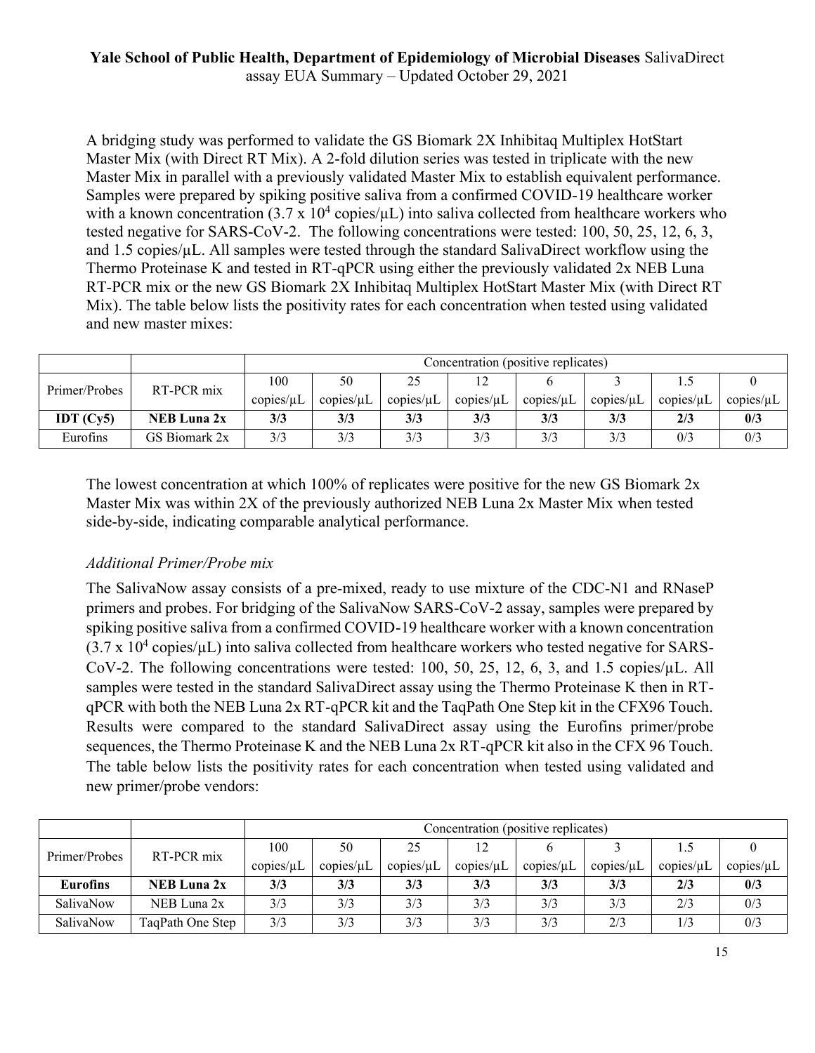A bridging study was performed to validate the GS Biomark 2X Inhibitaq Multiplex HotStart Master Mix (with Direct RT Mix). A 2-fold dilution series was tested in triplicate with the new Master Mix in parallel with a previously validated Master Mix to establish equivalent performance. Samples were prepared by spiking positive saliva from a confirmed COVID-19 healthcare worker with a known concentration ($3.7 \times 10^4$ copies/µL) into saliva collected from healthcare workers who tested negative for SARS-CoV-2. The following concentrations were tested: 100, 50, 25, 12, 6, 3, and 1.5 copies/µL. All samples were tested through the standard SalivaDirect workflow using the Thermo Proteinase K and tested in RT-qPCR using either the previously validated 2x NEB Luna RT-PCR mix or the new GS Biomark 2X Inhibitaq Multiplex HotStart Master Mix (with Direct RT Mix). The table below lists the positivity rates for each concentration when tested using validated and new master mixes:

| | | Concentration (positive replicates) | | | | | | | |
|---|---|---|---|---|---|---|---|---|---|
| Primer/Probes | RT-PCR mix | 100 copies/µL | 50 copies/µL | 25 copies/µL | 12 copies/µL | 6 copies/µL | 3 copies/µL | 1.5 copies/µL | 0 copies/µL |
| **IDT (Cy5)** | **NEB Luna 2x** | **3/3** | **3/3** | **3/3** | **3/3** | **3/3** | **3/3** | **2/3** | **0/3** |
| Eurofins | GS Biomark 2x | 3/3 | 3/3 | 3/3 | 3/3 | 3/3 | 3/3 | 0/3 | 0/3 |

The lowest concentration at which 100% of replicates were positive for the new GS Biomark 2x Master Mix was within 2X of the previously authorized NEB Luna 2x Master Mix when tested side-by-side, indicating comparable analytical performance.

*Additional Primer/Probe mix*

The SalivaNow assay consists of a pre-mixed, ready to use mixture of the CDC-N1 and RNaseP primers and probes. For bridging of the SalivaNow SARS-CoV-2 assay, samples were prepared by spiking positive saliva from a confirmed COVID-19 healthcare worker with a known concentration ($3.7 \times 10^4$ copies/µL) into saliva collected from healthcare workers who tested negative for SARS-CoV-2. The following concentrations were tested: 100, 50, 25, 12, 6, 3, and 1.5 copies/µL. All samples were tested in the standard SalivaDirect assay using the Thermo Proteinase K then in RT-qPCR with both the NEB Luna 2x RT-qPCR kit and the TaqPath One Step kit in the CFX96 Touch. Results were compared to the standard SalivaDirect assay using the Eurofins primer/probe sequences, the Thermo Proteinase K and the NEB Luna 2x RT-qPCR kit also in the CFX 96 Touch. The table below lists the positivity rates for each concentration when tested using validated and new primer/probe vendors:

| | | Concentration (positive replicates) | | | | | | | |
|---|---|---|---|---|---|---|---|---|---|
| Primer/Probes | RT-PCR mix | 100 copies/µL | 50 copies/µL | 25 copies/µL | 12 copies/µL | 6 copies/µL | 3 copies/µL | 1.5 copies/µL | 0 copies/µL |
| **Eurofins** | **NEB Luna 2x** | **3/3** | **3/3** | **3/3** | **3/3** | **3/3** | **3/3** | **2/3** | **0/3** |
| SalivaNow | NEB Luna 2x | 3/3 | 3/3 | 3/3 | 3/3 | 3/3 | 3/3 | 2/3 | 0/3 |
| SalivaNow | TaqPath One Step | 3/3 | 3/3 | 3/3 | 3/3 | 3/3 | 2/3 | 1/3 | 0/3 |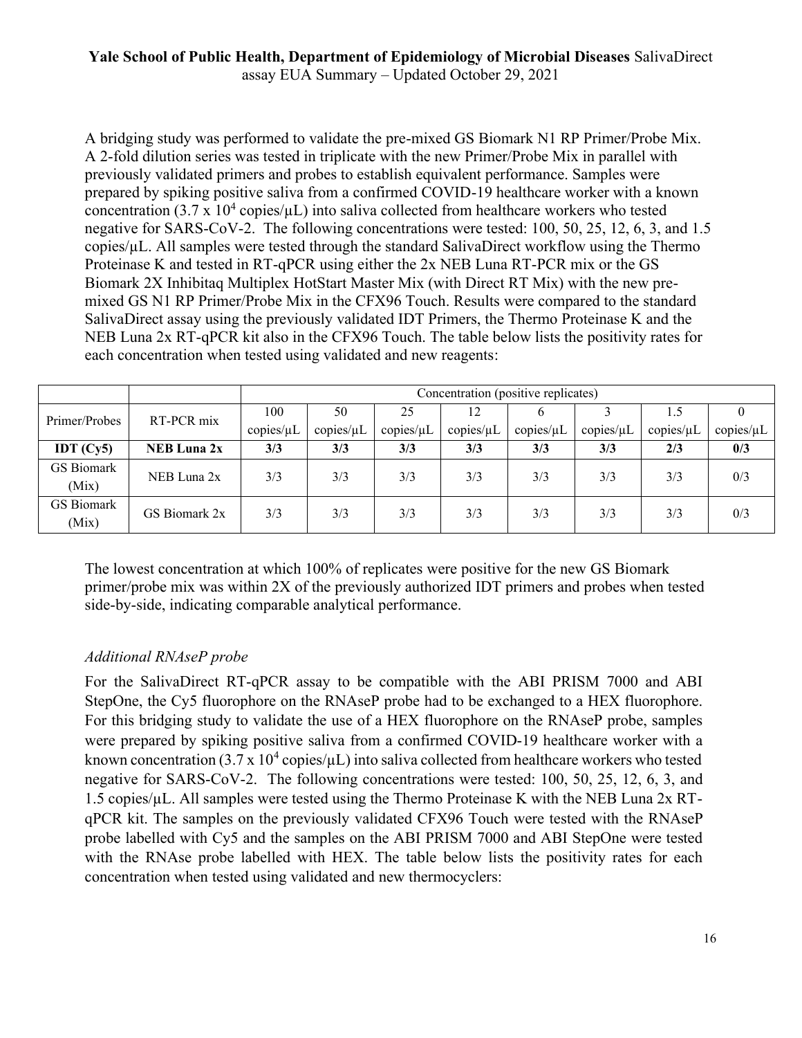A bridging study was performed to validate the pre-mixed GS Biomark N1 RP Primer/Probe Mix. A 2-fold dilution series was tested in triplicate with the new Primer/Probe Mix in parallel with previously validated primers and probes to establish equivalent performance. Samples were prepared by spiking positive saliva from a confirmed COVID-19 healthcare worker with a known concentration ($3.7 \times 10^4$ copies/μL) into saliva collected from healthcare workers who tested negative for SARS-CoV-2. The following concentrations were tested: 100, 50, 25, 12, 6, 3, and 1.5 copies/μL. All samples were tested through the standard SalivaDirect workflow using the Thermo Proteinase K and tested in RT-qPCR using either the 2x NEB Luna RT-PCR mix or the GS Biomark 2X Inhibitaq Multiplex HotStart Master Mix (with Direct RT Mix) with the new pre-mixed GS N1 RP Primer/Probe Mix in the CFX96 Touch. Results were compared to the standard SalivaDirect assay using the previously validated IDT Primers, the Thermo Proteinase K and the NEB Luna 2x RT-qPCR kit also in the CFX96 Touch. The table below lists the positivity rates for each concentration when tested using validated and new reagents:

| | | Concentration (positive replicates) | | | | | | | |
|---|---|---|---|---|---|---|---|---|---|
| Primer/Probes | RT-PCR mix | 100 copies/μL | 50 copies/μL | 25 copies/μL | 12 copies/μL | 6 copies/μL | 3 copies/μL | 1.5 copies/μL | 0 copies/μL |
| **IDT (Cy5)** | **NEB Luna 2x** | **3/3** | **3/3** | **3/3** | **3/3** | **3/3** | **3/3** | **2/3** | **0/3** |
| GS Biomark (Mix) | NEB Luna 2x | 3/3 | 3/3 | 3/3 | 3/3 | 3/3 | 3/3 | 3/3 | 0/3 |
| GS Biomark (Mix) | GS Biomark 2x | 3/3 | 3/3 | 3/3 | 3/3 | 3/3 | 3/3 | 3/3 | 0/3 |

The lowest concentration at which 100% of replicates were positive for the new GS Biomark primer/probe mix was within 2X of the previously authorized IDT primers and probes when tested side-by-side, indicating comparable analytical performance.

*Additional RNAseP probe*

For the SalivaDirect RT-qPCR assay to be compatible with the ABI PRISM 7000 and ABI StepOne, the Cy5 fluorophore on the RNAseP probe had to be exchanged to a HEX fluorophore. For this bridging study to validate the use of a HEX fluorophore on the RNAseP probe, samples were prepared by spiking positive saliva from a confirmed COVID-19 healthcare worker with a known concentration ($3.7 \times 10^4$ copies/μL) into saliva collected from healthcare workers who tested negative for SARS-CoV-2. The following concentrations were tested: 100, 50, 25, 12, 6, 3, and 1.5 copies/μL. All samples were tested using the Thermo Proteinase K with the NEB Luna 2x RT-qPCR kit. The samples on the previously validated CFX96 Touch were tested with the RNAseP probe labelled with Cy5 and the samples on the ABI PRISM 7000 and ABI StepOne were tested with the RNAse probe labelled with HEX. The table below lists the positivity rates for each concentration when tested using validated and new thermocyclers: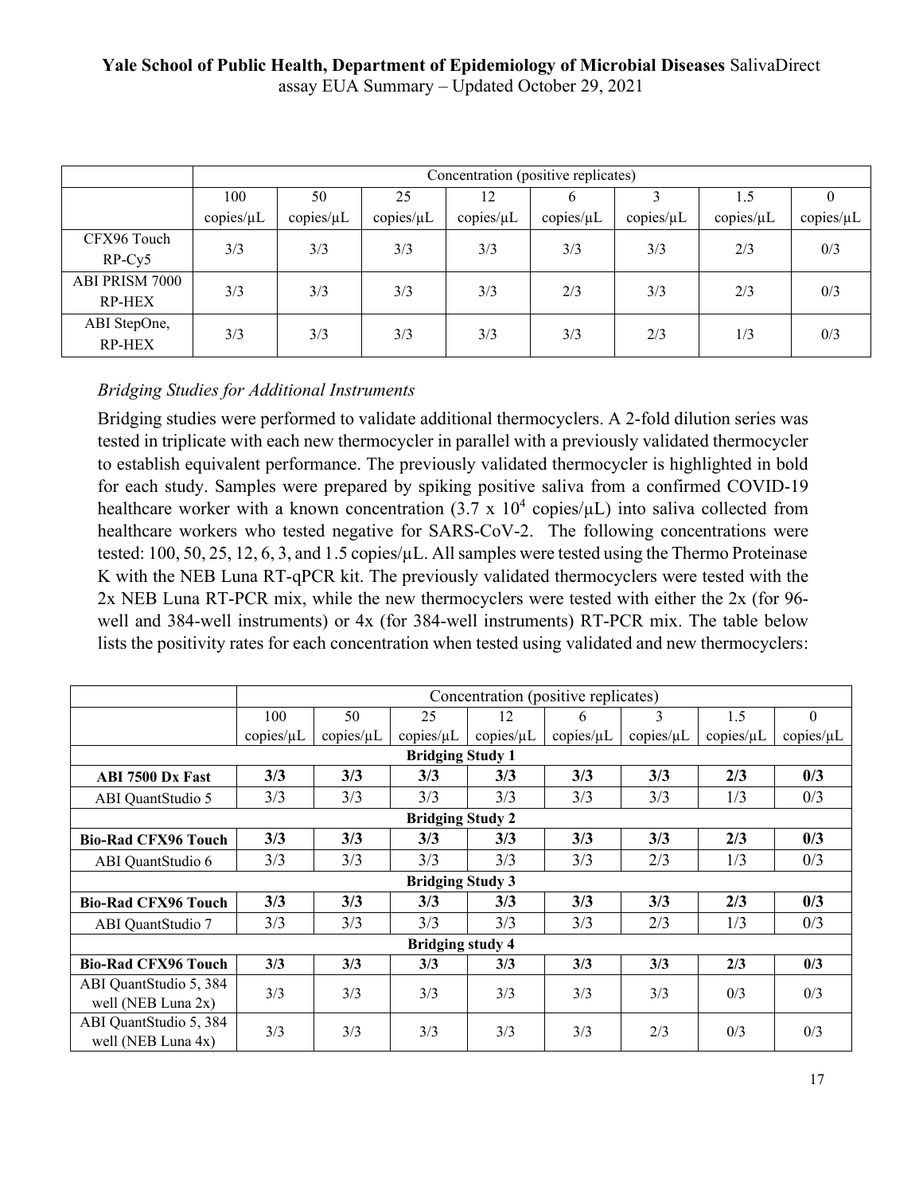| | Concentration (positive replicates) | | | | | | | |
|---|---|---|---|---|---|---|---|---|
| | 100 copies/μL | 50 copies/μL | 25 copies/μL | 12 copies/μL | 6 copies/μL | 3 copies/μL | 1.5 copies/μL | 0 copies/μL |
| CFX96 Touch RP-Cy5 | 3/3 | 3/3 | 3/3 | 3/3 | 3/3 | 3/3 | 2/3 | 0/3 |
| ABI PRISM 7000 RP-HEX | 3/3 | 3/3 | 3/3 | 3/3 | 2/3 | 3/3 | 2/3 | 0/3 |
| ABI StepOne, RP-HEX | 3/3 | 3/3 | 3/3 | 3/3 | 3/3 | 2/3 | 1/3 | 0/3 |

*Bridging Studies for Additional Instruments*

Bridging studies were performed to validate additional thermocyclers. A 2-fold dilution series was tested in triplicate with each new thermocycler in parallel with a previously validated thermocycler to establish equivalent performance. The previously validated thermocycler is highlighted in bold for each study. Samples were prepared by spiking positive saliva from a confirmed COVID-19 healthcare worker with a known concentration ($3.7 \times 10^4$ copies/μL) into saliva collected from healthcare workers who tested negative for SARS-CoV-2. The following concentrations were tested: 100, 50, 25, 12, 6, 3, and 1.5 copies/μL. All samples were tested using the Thermo Proteinase K with the NEB Luna RT-qPCR kit. The previously validated thermocyclers were tested with the 2x NEB Luna RT-PCR mix, while the new thermocyclers were tested with either the 2x (for 96-well and 384-well instruments) or 4x (for 384-well instruments) RT-PCR mix. The table below lists the positivity rates for each concentration when tested using validated and new thermocyclers:

| | Concentration (positive replicates) | | | | | | | |
|---|---|---|---|---|---|---|---|---|
| | 100 copies/μL | 50 copies/μL | 25 copies/μL | 12 copies/μL | 6 copies/μL | 3 copies/μL | 1.5 copies/μL | 0 copies/μL |
| **Bridging Study 1** | | | | | | | | |
| **ABI 7500 Dx Fast** | **3/3** | **3/3** | **3/3** | **3/3** | **3/3** | **3/3** | **2/3** | **0/3** |
| ABI QuantStudio 5 | 3/3 | 3/3 | 3/3 | 3/3 | 3/3 | 3/3 | 1/3 | 0/3 |
| **Bridging Study 2** | | | | | | | | |
| **Bio-Rad CFX96 Touch** | **3/3** | **3/3** | **3/3** | **3/3** | **3/3** | **3/3** | **2/3** | **0/3** |
| ABI QuantStudio 6 | 3/3 | 3/3 | 3/3 | 3/3 | 3/3 | 2/3 | 1/3 | 0/3 |
| **Bridging Study 3** | | | | | | | | |
| **Bio-Rad CFX96 Touch** | **3/3** | **3/3** | **3/3** | **3/3** | **3/3** | **3/3** | **2/3** | **0/3** |
| ABI QuantStudio 7 | 3/3 | 3/3 | 3/3 | 3/3 | 3/3 | 2/3 | 1/3 | 0/3 |
| **Bridging study 4** | | | | | | | | |
| **Bio-Rad CFX96 Touch** | **3/3** | **3/3** | **3/3** | **3/3** | **3/3** | **3/3** | **2/3** | **0/3** |
| ABI QuantStudio 5, 384 well (NEB Luna 2x) | 3/3 | 3/3 | 3/3 | 3/3 | 3/3 | 3/3 | 0/3 | 0/3 |
| ABI QuantStudio 5, 384 well (NEB Luna 4x) | 3/3 | 3/3 | 3/3 | 3/3 | 3/3 | 2/3 | 0/3 | 0/3 |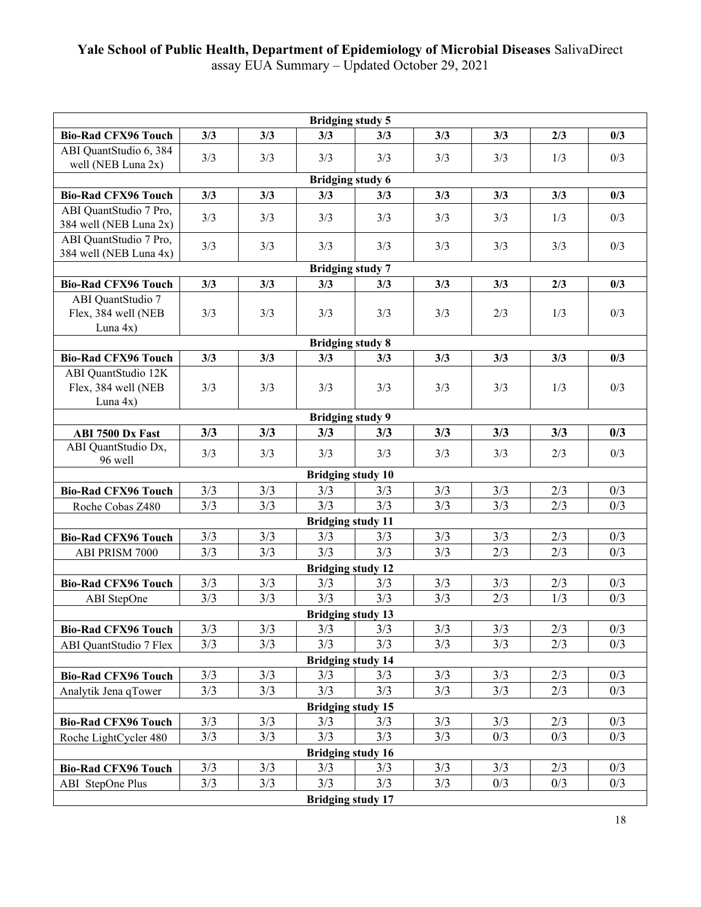| Bridging study 5 | | | | | | | | |
|---|---|---|---|---|---|---|---|---|
| **Bio-Rad CFX96 Touch** | **3/3** | **3/3** | **3/3** | **3/3** | **3/3** | **3/3** | **2/3** | **0/3** |
| ABI QuantStudio 6, 384 well (NEB Luna 2x) | 3/3 | 3/3 | 3/3 | 3/3 | 3/3 | 3/3 | 1/3 | 0/3 |
| **Bridging study 6** | | | | | | | | |
| **Bio-Rad CFX96 Touch** | **3/3** | **3/3** | **3/3** | **3/3** | **3/3** | **3/3** | **3/3** | **0/3** |
| ABI QuantStudio 7 Pro, 384 well (NEB Luna 2x) | 3/3 | 3/3 | 3/3 | 3/3 | 3/3 | 3/3 | 1/3 | 0/3 |
| ABI QuantStudio 7 Pro, 384 well (NEB Luna 4x) | 3/3 | 3/3 | 3/3 | 3/3 | 3/3 | 3/3 | 3/3 | 0/3 |
| **Bridging study 7** | | | | | | | | |
| **Bio-Rad CFX96 Touch** | **3/3** | **3/3** | **3/3** | **3/3** | **3/3** | **3/3** | **2/3** | **0/3** |
| ABI QuantStudio 7 Flex, 384 well (NEB Luna 4x) | 3/3 | 3/3 | 3/3 | 3/3 | 3/3 | 2/3 | 1/3 | 0/3 |
| **Bridging study 8** | | | | | | | | |
| **Bio-Rad CFX96 Touch** | **3/3** | **3/3** | **3/3** | **3/3** | **3/3** | **3/3** | **3/3** | **0/3** |
| ABI QuantStudio 12K Flex, 384 well (NEB Luna 4x) | 3/3 | 3/3 | 3/3 | 3/3 | 3/3 | 3/3 | 1/3 | 0/3 |
| **Bridging study 9** | | | | | | | | |
| **ABI 7500 Dx Fast** | **3/3** | **3/3** | **3/3** | **3/3** | **3/3** | **3/3** | **3/3** | **0/3** |
| ABI QuantStudio Dx, 96 well | 3/3 | 3/3 | 3/3 | 3/3 | 3/3 | 3/3 | 2/3 | 0/3 |
| **Bridging study 10** | | | | | | | | |
| **Bio-Rad CFX96 Touch** | 3/3 | 3/3 | 3/3 | 3/3 | 3/3 | 3/3 | 2/3 | 0/3 |
| Roche Cobas Z480 | 3/3 | 3/3 | 3/3 | 3/3 | 3/3 | 3/3 | 2/3 | 0/3 |
| **Bridging study 11** | | | | | | | | |
| **Bio-Rad CFX96 Touch** | 3/3 | 3/3 | 3/3 | 3/3 | 3/3 | 3/3 | 2/3 | 0/3 |
| ABI PRISM 7000 | 3/3 | 3/3 | 3/3 | 3/3 | 3/3 | 2/3 | 2/3 | 0/3 |
| **Bridging study 12** | | | | | | | | |
| **Bio-Rad CFX96 Touch** | 3/3 | 3/3 | 3/3 | 3/3 | 3/3 | 3/3 | 2/3 | 0/3 |
| ABI StepOne | 3/3 | 3/3 | 3/3 | 3/3 | 3/3 | 2/3 | 1/3 | 0/3 |
| **Bridging study 13** | | | | | | | | |
| **Bio-Rad CFX96 Touch** | 3/3 | 3/3 | 3/3 | 3/3 | 3/3 | 3/3 | 2/3 | 0/3 |
| ABI QuantStudio 7 Flex | 3/3 | 3/3 | 3/3 | 3/3 | 3/3 | 3/3 | 2/3 | 0/3 |
| **Bridging study 14** | | | | | | | | |
| **Bio-Rad CFX96 Touch** | 3/3 | 3/3 | 3/3 | 3/3 | 3/3 | 3/3 | 2/3 | 0/3 |
| Analytik Jena qTower | 3/3 | 3/3 | 3/3 | 3/3 | 3/3 | 3/3 | 2/3 | 0/3 |
| **Bridging study 15** | | | | | | | | |
| **Bio-Rad CFX96 Touch** | 3/3 | 3/3 | 3/3 | 3/3 | 3/3 | 3/3 | 2/3 | 0/3 |
| Roche LightCycler 480 | 3/3 | 3/3 | 3/3 | 3/3 | 3/3 | 0/3 | 0/3 | 0/3 |
| **Bridging study 16** | | | | | | | | |
| **Bio-Rad CFX96 Touch** | 3/3 | 3/3 | 3/3 | 3/3 | 3/3 | 3/3 | 2/3 | 0/3 |
| ABI StepOne Plus | 3/3 | 3/3 | 3/3 | 3/3 | 3/3 | 0/3 | 0/3 | 0/3 |
| **Bridging study 17** | | | | | | | | |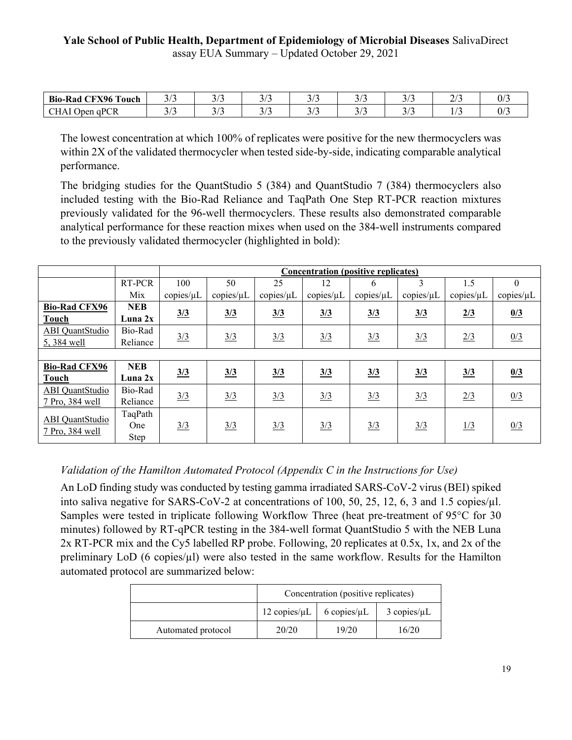| **Bio-Rad CFX96 Touch** | 3/3 | 3/3 | 3/3 | 3/3 | 3/3 | 3/3 | 2/3 | 0/3 |
|---|---|---|---|---|---|---|---|---|
| CHAI Open qPCR | 3/3 | 3/3 | 3/3 | 3/3 | 3/3 | 3/3 | 1/3 | 0/3 |

The lowest concentration at which 100% of replicates were positive for the new thermocyclers was within 2X of the validated thermocycler when tested side-by-side, indicating comparable analytical performance.

The bridging studies for the QuantStudio 5 (384) and QuantStudio 7 (384) thermocyclers also included testing with the Bio-Rad Reliance and TaqPath One Step RT-PCR reaction mixtures previously validated for the 96-well thermocyclers. These results also demonstrated comparable analytical performance for these reaction mixes when used on the 384-well instruments compared to the previously validated thermocycler (highlighted in bold):

| | | Concentration (positive replicates) | | | | | | | |
|---|---|---|---|---|---|---|---|---|---|
| | RT-PCR Mix | 100 copies/μL | 50 copies/μL | 25 copies/μL | 12 copies/μL | 6 copies/μL | 3 copies/μL | 1.5 copies/μL | 0 copies/μL |
| **Bio-Rad CFX96 Touch** | **NEB Luna 2x** | **3/3** | **3/3** | **3/3** | **3/3** | **3/3** | **3/3** | **2/3** | **0/3** |
| ABI QuantStudio 5, 384 well | Bio-Rad Reliance | 3/3 | 3/3 | 3/3 | 3/3 | 3/3 | 3/3 | 2/3 | 0/3 |
| | | | | | | | | | |
| **Bio-Rad CFX96 Touch** | **NEB Luna 2x** | **3/3** | **3/3** | **3/3** | **3/3** | **3/3** | **3/3** | **3/3** | **0/3** |
| ABI QuantStudio 7 Pro, 384 well | Bio-Rad Reliance | 3/3 | 3/3 | 3/3 | 3/3 | 3/3 | 3/3 | 2/3 | 0/3 |
| ABI QuantStudio 7 Pro, 384 well | TaqPath One Step | 3/3 | 3/3 | 3/3 | 3/3 | 3/3 | 3/3 | 1/3 | 0/3 |

*Validation of the Hamilton Automated Protocol (Appendix C in the Instructions for Use)*

An LoD finding study was conducted by testing gamma irradiated SARS-CoV-2 virus (BEI) spiked into saliva negative for SARS-CoV-2 at concentrations of 100, 50, 25, 12, 6, 3 and 1.5 copies/µl. Samples were tested in triplicate following Workflow Three (heat pre-treatment of 95°C for 30 minutes) followed by RT-qPCR testing in the 384-well format QuantStudio 5 with the NEB Luna 2x RT-PCR mix and the Cy5 labelled RP probe. Following, 20 replicates at 0.5x, 1x, and 2x of the preliminary LoD (6 copies/µl) were also tested in the same workflow. Results for the Hamilton automated protocol are summarized below:

| | Concentration (positive replicates) | | |
|---|---|---|---|
| | 12 copies/μL | 6 copies/μL | 3 copies/μL |
| Automated protocol | 20/20 | 19/20 | 16/20 |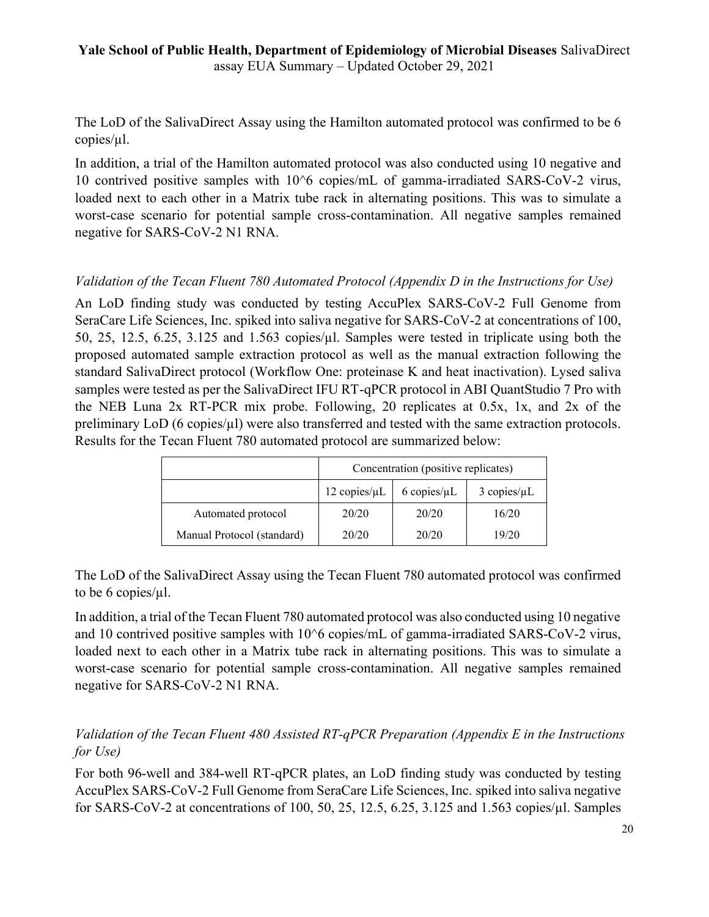The LoD of the SalivaDirect Assay using the Hamilton automated protocol was confirmed to be 6 copies/µl.

In addition, a trial of the Hamilton automated protocol was also conducted using 10 negative and 10 contrived positive samples with 10^6 copies/mL of gamma-irradiated SARS-CoV-2 virus, loaded next to each other in a Matrix tube rack in alternating positions. This was to simulate a worst-case scenario for potential sample cross-contamination. All negative samples remained negative for SARS-CoV-2 N1 RNA.

*Validation of the Tecan Fluent 780 Automated Protocol (Appendix D in the Instructions for Use)*

An LoD finding study was conducted by testing AccuPlex SARS-CoV-2 Full Genome from SeraCare Life Sciences, Inc. spiked into saliva negative for SARS-CoV-2 at concentrations of 100, 50, 25, 12.5, 6.25, 3.125 and 1.563 copies/µl. Samples were tested in triplicate using both the proposed automated sample extraction protocol as well as the manual extraction following the standard SalivaDirect protocol (Workflow One: proteinase K and heat inactivation). Lysed saliva samples were tested as per the SalivaDirect IFU RT-qPCR protocol in ABI QuantStudio 7 Pro with the NEB Luna 2x RT-PCR mix probe. Following, 20 replicates at 0.5x, 1x, and 2x of the preliminary LoD (6 copies/µl) were also transferred and tested with the same extraction protocols. Results for the Tecan Fluent 780 automated protocol are summarized below:

| | Concentration (positive replicates) | | |
|---|---|---|---|
| | 12 copies/µL | 6 copies/µL | 3 copies/µL |
| Automated protocol | 20/20 | 20/20 | 16/20 |
| Manual Protocol (standard) | 20/20 | 20/20 | 19/20 |

The LoD of the SalivaDirect Assay using the Tecan Fluent 780 automated protocol was confirmed to be 6 copies/µl.

In addition, a trial of the Tecan Fluent 780 automated protocol was also conducted using 10 negative and 10 contrived positive samples with 10^6 copies/mL of gamma-irradiated SARS-CoV-2 virus, loaded next to each other in a Matrix tube rack in alternating positions. This was to simulate a worst-case scenario for potential sample cross-contamination. All negative samples remained negative for SARS-CoV-2 N1 RNA.

*Validation of the Tecan Fluent 480 Assisted RT-qPCR Preparation (Appendix E in the Instructions for Use)*

For both 96-well and 384-well RT-qPCR plates, an LoD finding study was conducted by testing AccuPlex SARS-CoV-2 Full Genome from SeraCare Life Sciences, Inc. spiked into saliva negative for SARS-CoV-2 at concentrations of 100, 50, 25, 12.5, 6.25, 3.125 and 1.563 copies/µl. Samples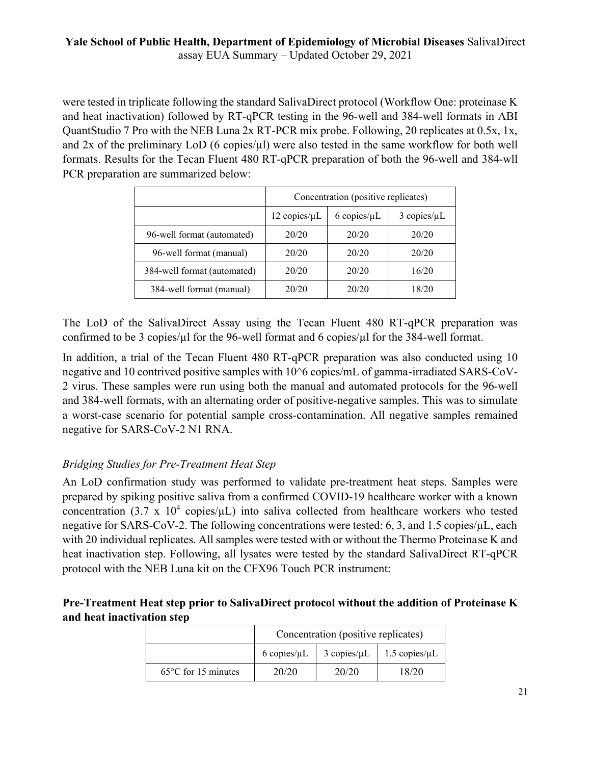were tested in triplicate following the standard SalivaDirect protocol (Workflow One: proteinase K and heat inactivation) followed by RT-qPCR testing in the 96-well and 384-well formats in ABI QuantStudio 7 Pro with the NEB Luna 2x RT-PCR mix probe. Following, 20 replicates at 0.5x, 1x, and 2x of the preliminary LoD (6 copies/µl) were also tested in the same workflow for both well formats. Results for the Tecan Fluent 480 RT-qPCR preparation of both the 96-well and 384-wll PCR preparation are summarized below:

| | Concentration (positive replicates) | | |
|---|---|---|---|
| | 12 copies/µL | 6 copies/µL | 3 copies/µL |
| 96-well format (automated) | 20/20 | 20/20 | 20/20 |
| 96-well format (manual) | 20/20 | 20/20 | 20/20 |
| 384-well format (automated) | 20/20 | 20/20 | 16/20 |
| 384-well format (manual) | 20/20 | 20/20 | 18/20 |

The LoD of the SalivaDirect Assay using the Tecan Fluent 480 RT-qPCR preparation was confirmed to be 3 copies/µl for the 96-well format and 6 copies/µl for the 384-well format.

In addition, a trial of the Tecan Fluent 480 RT-qPCR preparation was also conducted using 10 negative and 10 contrived positive samples with 10^6 copies/mL of gamma-irradiated SARS-CoV-2 virus. These samples were run using both the manual and automated protocols for the 96-well and 384-well formats, with an alternating order of positive-negative samples. This was to simulate a worst-case scenario for potential sample cross-contamination. All negative samples remained negative for SARS-CoV-2 N1 RNA.

*Bridging Studies for Pre-Treatment Heat Step*

An LoD confirmation study was performed to validate pre-treatment heat steps. Samples were prepared by spiking positive saliva from a confirmed COVID-19 healthcare worker with a known concentration ($3.7 \times 10^4$ copies/µL) into saliva collected from healthcare workers who tested negative for SARS-CoV-2. The following concentrations were tested: 6, 3, and 1.5 copies/µL, each with 20 individual replicates. All samples were tested with or without the Thermo Proteinase K and heat inactivation step. Following, all lysates were tested by the standard SalivaDirect RT-qPCR protocol with the NEB Luna kit on the CFX96 Touch PCR instrument:

**Pre-Treatment Heat step prior to SalivaDirect protocol without the addition of Proteinase K and heat inactivation step**

| | Concentration (positive replicates) | | |
|---|---|---|---|
| | 6 copies/µL | 3 copies/µL | 1.5 copies/µL |
| 65°C for 15 minutes | 20/20 | 20/20 | 18/20 |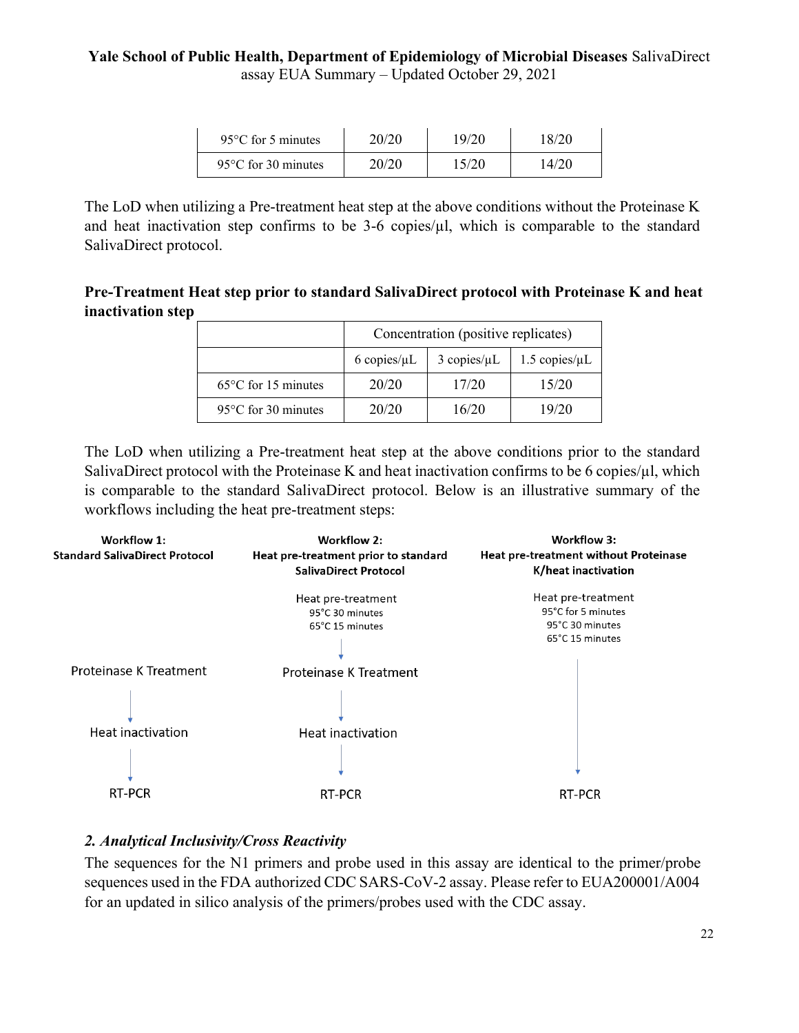| | | | |
|---|---|---|---|
| 95°C for 5 minutes | 20/20 | 19/20 | 18/20 |
| 95°C for 30 minutes | 20/20 | 15/20 | 14/20 |

The LoD when utilizing a Pre-treatment heat step at the above conditions without the Proteinase K and heat inactivation step confirms to be 3-6 copies/µl, which is comparable to the standard SalivaDirect protocol.

**Pre-Treatment Heat step prior to standard SalivaDirect protocol with Proteinase K and heat inactivation step**

| | Concentration (positive replicates) | | |
|---|---|---|---|
| | 6 copies/µL | 3 copies/µL | 1.5 copies/µL |
| 65°C for 15 minutes | 20/20 | 17/20 | 15/20 |
| 95°C for 30 minutes | 20/20 | 16/20 | 19/20 |

The LoD when utilizing a Pre-treatment heat step at the above conditions prior to the standard SalivaDirect protocol with the Proteinase K and heat inactivation confirms to be 6 copies/µl, which is comparable to the standard SalivaDirect protocol. Below is an illustrative summary of the workflows including the heat pre-treatment steps:

**Workflow 1: Standard SalivaDirect Protocol**

Proteinase K Treatment → Heat inactivation → RT-PCR

**Workflow 2: Heat pre-treatment prior to standard SalivaDirect Protocol**

Heat pre-treatment (95°C 30 minutes; 65°C 15 minutes) → Proteinase K Treatment → Heat inactivation → RT-PCR

**Workflow 3: Heat pre-treatment without Proteinase K/heat inactivation**

Heat pre-treatment (95°C for 5 minutes; 95°C 30 minutes; 65°C 15 minutes) → RT-PCR

### *2. Analytical Inclusivity/Cross Reactivity*

The sequences for the N1 primers and probe used in this assay are identical to the primer/probe sequences used in the FDA authorized CDC SARS-CoV-2 assay. Please refer to EUA200001/A004 for an updated in silico analysis of the primers/probes used with the CDC assay.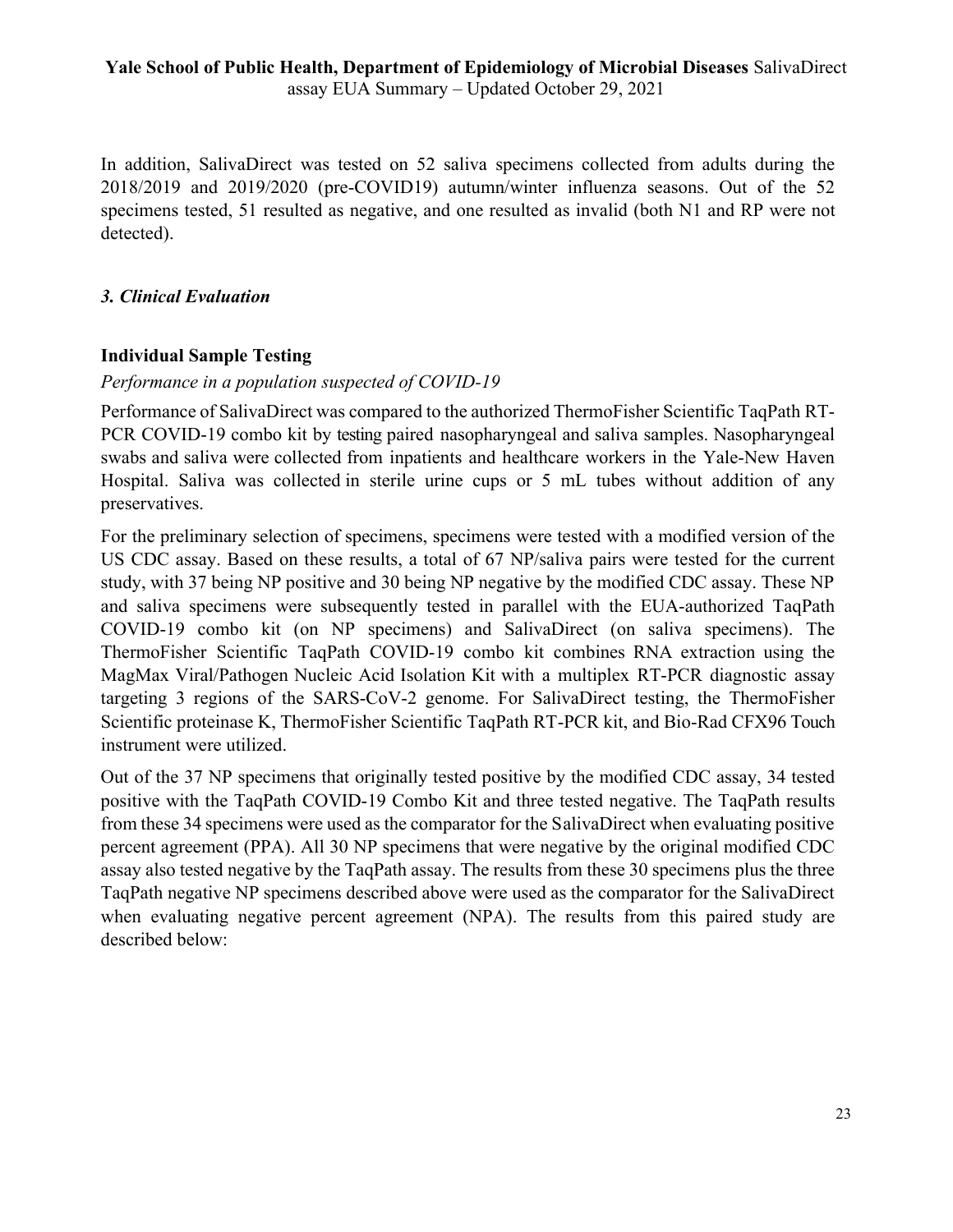In addition, SalivaDirect was tested on 52 saliva specimens collected from adults during the 2018/2019 and 2019/2020 (pre-COVID19) autumn/winter influenza seasons. Out of the 52 specimens tested, 51 resulted as negative, and one resulted as invalid (both N1 and RP were not detected).

### *3. Clinical Evaluation*

#### **Individual Sample Testing**

*Performance in a population suspected of COVID-19*

Performance of SalivaDirect was compared to the authorized ThermoFisher Scientific TaqPath RT-PCR COVID-19 combo kit by testing paired nasopharyngeal and saliva samples. Nasopharyngeal swabs and saliva were collected from inpatients and healthcare workers in the Yale-New Haven Hospital. Saliva was collected in sterile urine cups or 5 mL tubes without addition of any preservatives.

For the preliminary selection of specimens, specimens were tested with a modified version of the US CDC assay. Based on these results, a total of 67 NP/saliva pairs were tested for the current study, with 37 being NP positive and 30 being NP negative by the modified CDC assay. These NP and saliva specimens were subsequently tested in parallel with the EUA-authorized TaqPath COVID-19 combo kit (on NP specimens) and SalivaDirect (on saliva specimens). The ThermoFisher Scientific TaqPath COVID-19 combo kit combines RNA extraction using the MagMax Viral/Pathogen Nucleic Acid Isolation Kit with a multiplex RT-PCR diagnostic assay targeting 3 regions of the SARS-CoV-2 genome. For SalivaDirect testing, the ThermoFisher Scientific proteinase K, ThermoFisher Scientific TaqPath RT-PCR kit, and Bio-Rad CFX96 Touch instrument were utilized.

Out of the 37 NP specimens that originally tested positive by the modified CDC assay, 34 tested positive with the TaqPath COVID-19 Combo Kit and three tested negative. The TaqPath results from these 34 specimens were used as the comparator for the SalivaDirect when evaluating positive percent agreement (PPA). All 30 NP specimens that were negative by the original modified CDC assay also tested negative by the TaqPath assay. The results from these 30 specimens plus the three TaqPath negative NP specimens described above were used as the comparator for the SalivaDirect when evaluating negative percent agreement (NPA). The results from this paired study are described below: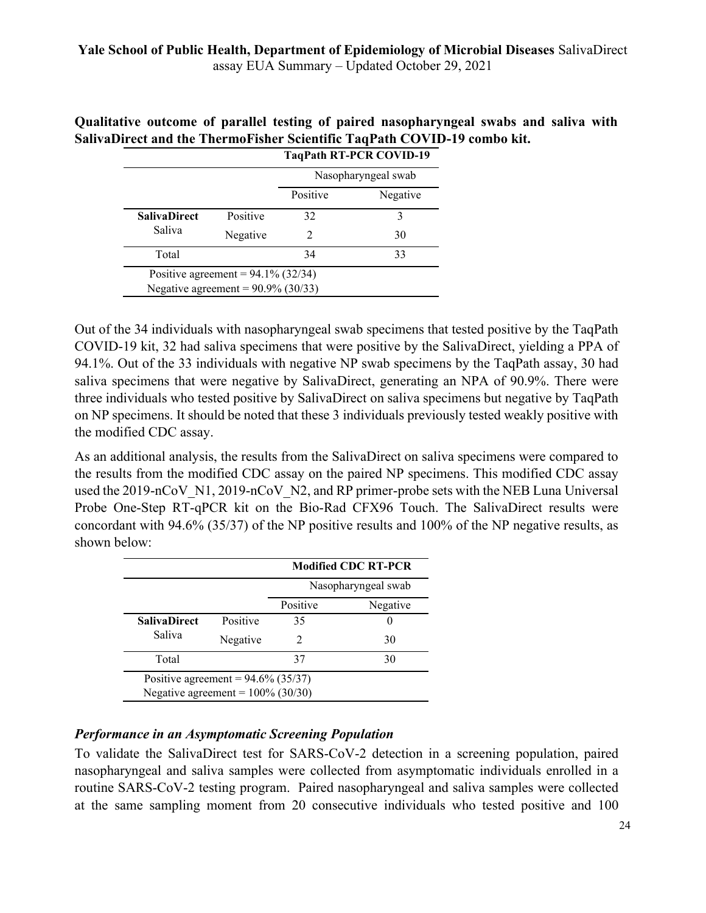**Qualitative outcome of parallel testing of paired nasopharyngeal swabs and saliva with SalivaDirect and the ThermoFisher Scientific TaqPath COVID-19 combo kit.**

| | | **TaqPath RT-PCR COVID-19** | |
|---|---|---|---|
| | | Nasopharyngeal swab | |
| | | Positive | Negative |
| **SalivaDirect** Saliva | Positive | 32 | 3 |
| | Negative | 2 | 30 |
| Total | | 34 | 33 |
| Positive agreement = 94.1% (32/34) | | | |
| Negative agreement = 90.9% (30/33) | | | |

Out of the 34 individuals with nasopharyngeal swab specimens that tested positive by the TaqPath COVID-19 kit, 32 had saliva specimens that were positive by the SalivaDirect, yielding a PPA of 94.1%. Out of the 33 individuals with negative NP swab specimens by the TaqPath assay, 30 had saliva specimens that were negative by SalivaDirect, generating an NPA of 90.9%. There were three individuals who tested positive by SalivaDirect on saliva specimens but negative by TaqPath on NP specimens. It should be noted that these 3 individuals previously tested weakly positive with the modified CDC assay.

As an additional analysis, the results from the SalivaDirect on saliva specimens were compared to the results from the modified CDC assay on the paired NP specimens. This modified CDC assay used the 2019-nCoV_N1, 2019-nCoV_N2, and RP primer-probe sets with the NEB Luna Universal Probe One-Step RT-qPCR kit on the Bio-Rad CFX96 Touch. The SalivaDirect results were concordant with 94.6% (35/37) of the NP positive results and 100% of the NP negative results, as shown below:

| | | **Modified CDC RT-PCR** | |
|---|---|---|---|
| | | Nasopharyngeal swab | |
| | | Positive | Negative |
| **SalivaDirect** Saliva | Positive | 35 | 0 |
| | Negative | 2 | 30 |
| Total | | 37 | 30 |
| Positive agreement = 94.6% (35/37) | | | |
| Negative agreement = 100% (30/30) | | | |

### *Performance in an Asymptomatic Screening Population*

To validate the SalivaDirect test for SARS-CoV-2 detection in a screening population, paired nasopharyngeal and saliva samples were collected from asymptomatic individuals enrolled in a routine SARS-CoV-2 testing program. Paired nasopharyngeal and saliva samples were collected at the same sampling moment from 20 consecutive individuals who tested positive and 100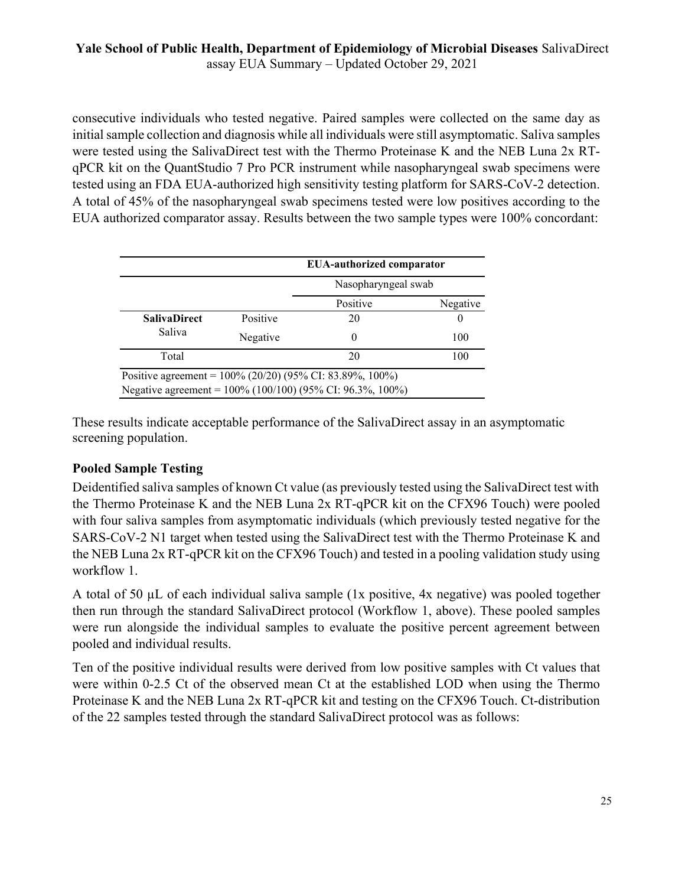consecutive individuals who tested negative. Paired samples were collected on the same day as initial sample collection and diagnosis while all individuals were still asymptomatic. Saliva samples were tested using the SalivaDirect test with the Thermo Proteinase K and the NEB Luna 2x RT-qPCR kit on the QuantStudio 7 Pro PCR instrument while nasopharyngeal swab specimens were tested using an FDA EUA-authorized high sensitivity testing platform for SARS-CoV-2 detection. A total of 45% of the nasopharyngeal swab specimens tested were low positives according to the EUA authorized comparator assay. Results between the two sample types were 100% concordant:

| | | **EUA-authorized comparator** | |
|---|---|---|---|
| | | Nasopharyngeal swab | |
| | | Positive | Negative |
| **SalivaDirect** Saliva | Positive | 20 | 0 |
| | Negative | 0 | 100 |
| Total | | 20 | 100 |
| Positive agreement = 100% (20/20) (95% CI: 83.89%, 100%) | | | |
| Negative agreement = 100% (100/100) (95% CI: 96.3%, 100%) | | | |

These results indicate acceptable performance of the SalivaDirect assay in an asymptomatic screening population.

### Pooled Sample Testing

Deidentified saliva samples of known Ct value (as previously tested using the SalivaDirect test with the Thermo Proteinase K and the NEB Luna 2x RT-qPCR kit on the CFX96 Touch) were pooled with four saliva samples from asymptomatic individuals (which previously tested negative for the SARS-CoV-2 N1 target when tested using the SalivaDirect test with the Thermo Proteinase K and the NEB Luna 2x RT-qPCR kit on the CFX96 Touch) and tested in a pooling validation study using workflow 1.

A total of 50 µL of each individual saliva sample (1x positive, 4x negative) was pooled together then run through the standard SalivaDirect protocol (Workflow 1, above). These pooled samples were run alongside the individual samples to evaluate the positive percent agreement between pooled and individual results.

Ten of the positive individual results were derived from low positive samples with Ct values that were within 0-2.5 Ct of the observed mean Ct at the established LOD when using the Thermo Proteinase K and the NEB Luna 2x RT-qPCR kit and testing on the CFX96 Touch. Ct-distribution of the 22 samples tested through the standard SalivaDirect protocol was as follows: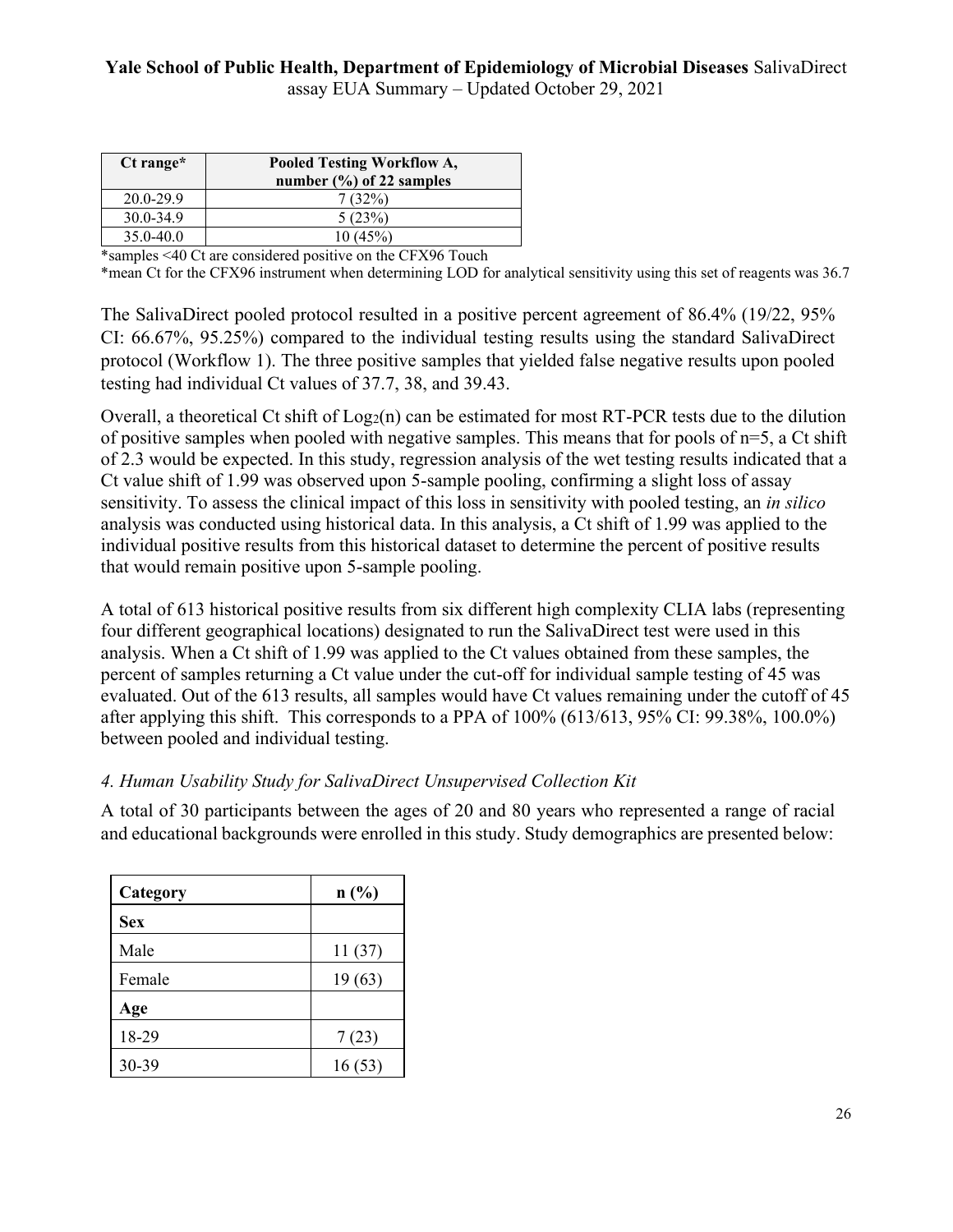| Ct range* | Pooled Testing Workflow A, number (%) of 22 samples |
|---|---|
| 20.0-29.9 | 7 (32%) |
| 30.0-34.9 | 5 (23%) |
| 35.0-40.0 | 10 (45%) |

*samples <40 Ct are considered positive on the CFX96 Touch
*mean Ct for the CFX96 instrument when determining LOD for analytical sensitivity using this set of reagents was 36.7

The SalivaDirect pooled protocol resulted in a positive percent agreement of 86.4% (19/22, 95% CI: 66.67%, 95.25%) compared to the individual testing results using the standard SalivaDirect protocol (Workflow 1). The three positive samples that yielded false negative results upon pooled testing had individual Ct values of 37.7, 38, and 39.43.

Overall, a theoretical Ct shift of $\text{Log}_2(n)$ can be estimated for most RT-PCR tests due to the dilution of positive samples when pooled with negative samples. This means that for pools of n=5, a Ct shift of 2.3 would be expected. In this study, regression analysis of the wet testing results indicated that a Ct value shift of 1.99 was observed upon 5-sample pooling, confirming a slight loss of assay sensitivity. To assess the clinical impact of this loss in sensitivity with pooled testing, an *in silico* analysis was conducted using historical data. In this analysis, a Ct shift of 1.99 was applied to the individual positive results from this historical dataset to determine the percent of positive results that would remain positive upon 5-sample pooling.

A total of 613 historical positive results from six different high complexity CLIA labs (representing four different geographical locations) designated to run the SalivaDirect test were used in this analysis. When a Ct shift of 1.99 was applied to the Ct values obtained from these samples, the percent of samples returning a Ct value under the cut-off for individual sample testing of 45 was evaluated. Out of the 613 results, all samples would have Ct values remaining under the cutoff of 45 after applying this shift. This corresponds to a PPA of 100% (613/613, 95% CI: 99.38%, 100.0%) between pooled and individual testing.

*4. Human Usability Study for SalivaDirect Unsupervised Collection Kit*

A total of 30 participants between the ages of 20 and 80 years who represented a range of racial and educational backgrounds were enrolled in this study. Study demographics are presented below:

| Category | n (%) |
|---|---|
| **Sex** | |
| Male | 11 (37) |
| Female | 19 (63) |
| **Age** | |
| 18-29 | 7 (23) |
| 30-39 | 16 (53) |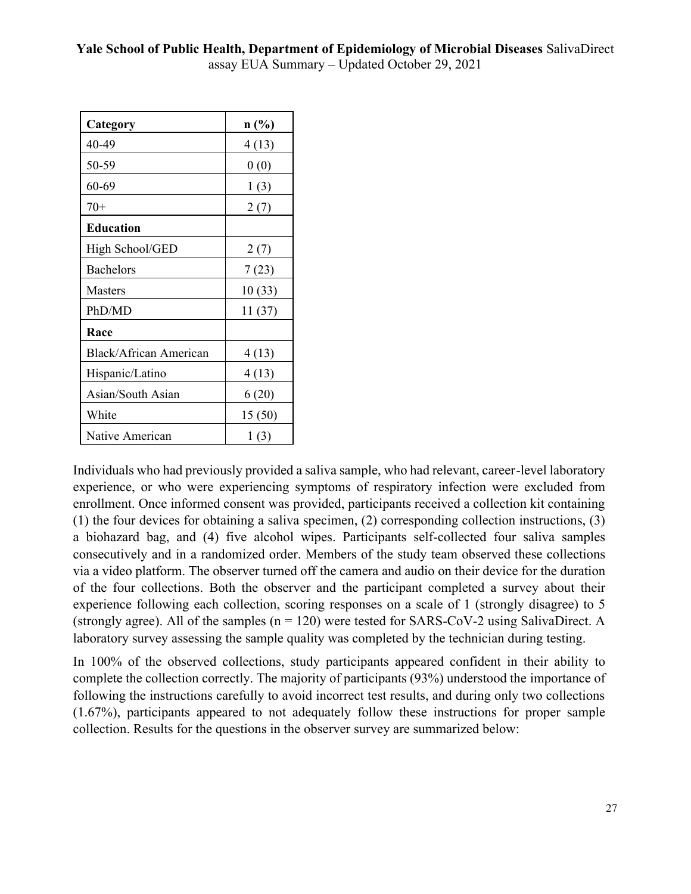| Category | n (%) |
| --- | --- |
| 40-49 | 4 (13) |
| 50-59 | 0 (0) |
| 60-69 | 1 (3) |
| 70+ | 2 (7) |
| **Education** | |
| High School/GED | 2 (7) |
| Bachelors | 7 (23) |
| Masters | 10 (33) |
| PhD/MD | 11 (37) |
| **Race** | |
| Black/African American | 4 (13) |
| Hispanic/Latino | 4 (13) |
| Asian/South Asian | 6 (20) |
| White | 15 (50) |
| Native American | 1 (3) |

Individuals who had previously provided a saliva sample, who had relevant, career-level laboratory experience, or who were experiencing symptoms of respiratory infection were excluded from enrollment. Once informed consent was provided, participants received a collection kit containing (1) the four devices for obtaining a saliva specimen, (2) corresponding collection instructions, (3) a biohazard bag, and (4) five alcohol wipes. Participants self-collected four saliva samples consecutively and in a randomized order. Members of the study team observed these collections via a video platform. The observer turned off the camera and audio on their device for the duration of the four collections. Both the observer and the participant completed a survey about their experience following each collection, scoring responses on a scale of 1 (strongly disagree) to 5 (strongly agree). All of the samples (n = 120) were tested for SARS-CoV-2 using SalivaDirect. A laboratory survey assessing the sample quality was completed by the technician during testing.

In 100% of the observed collections, study participants appeared confident in their ability to complete the collection correctly. The majority of participants (93%) understood the importance of following the instructions carefully to avoid incorrect test results, and during only two collections (1.67%), participants appeared to not adequately follow these instructions for proper sample collection. Results for the questions in the observer survey are summarized below: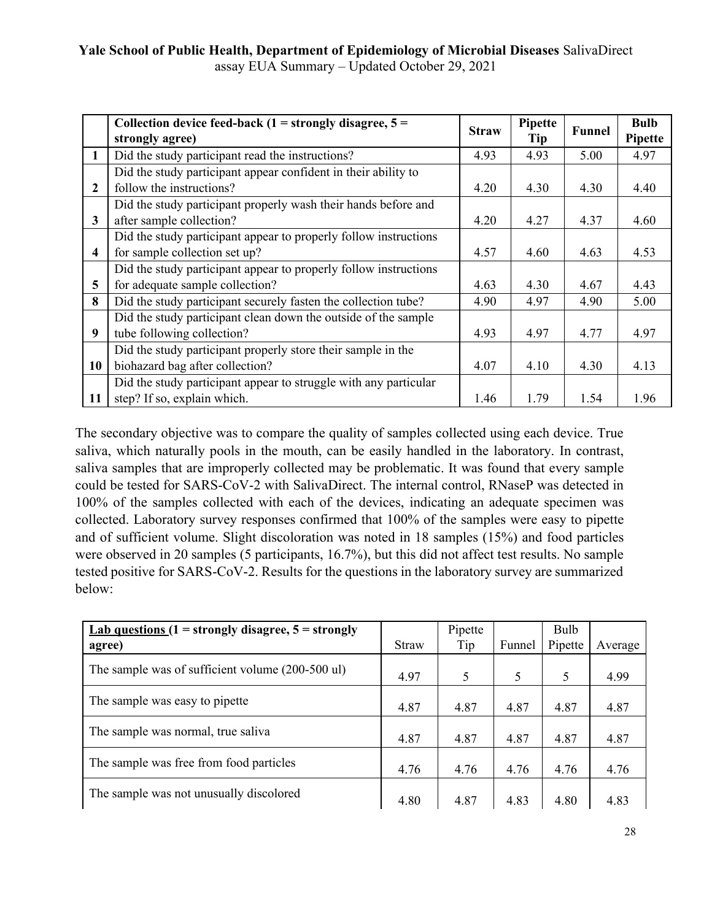| | Collection device feed-back (1 = strongly disagree, 5 = strongly agree) | Straw | Pipette Tip | Funnel | Bulb Pipette |
|---|---|---|---|---|---|
| 1 | Did the study participant read the instructions? | 4.93 | 4.93 | 5.00 | 4.97 |
| 2 | Did the study participant appear confident in their ability to follow the instructions? | 4.20 | 4.30 | 4.30 | 4.40 |
| 3 | Did the study participant properly wash their hands before and after sample collection? | 4.20 | 4.27 | 4.37 | 4.60 |
| 4 | Did the study participant appear to properly follow instructions for sample collection set up? | 4.57 | 4.60 | 4.63 | 4.53 |
| 5 | Did the study participant appear to properly follow instructions for adequate sample collection? | 4.63 | 4.30 | 4.67 | 4.43 |
| 8 | Did the study participant securely fasten the collection tube? | 4.90 | 4.97 | 4.90 | 5.00 |
| 9 | Did the study participant clean down the outside of the sample tube following collection? | 4.93 | 4.97 | 4.77 | 4.97 |
| 10 | Did the study participant properly store their sample in the biohazard bag after collection? | 4.07 | 4.10 | 4.30 | 4.13 |
| 11 | Did the study participant appear to struggle with any particular step? If so, explain which. | 1.46 | 1.79 | 1.54 | 1.96 |

The secondary objective was to compare the quality of samples collected using each device. True saliva, which naturally pools in the mouth, can be easily handled in the laboratory. In contrast, saliva samples that are improperly collected may be problematic. It was found that every sample could be tested for SARS-CoV-2 with SalivaDirect. The internal control, RNaseP was detected in 100% of the samples collected with each of the devices, indicating an adequate specimen was collected. Laboratory survey responses confirmed that 100% of the samples were easy to pipette and of sufficient volume. Slight discoloration was noted in 18 samples (15%) and food particles were observed in 20 samples (5 participants, 16.7%), but this did not affect test results. No sample tested positive for SARS-CoV-2. Results for the questions in the laboratory survey are summarized below:

| Lab questions (1 = strongly disagree, 5 = strongly agree) | Straw | Pipette Tip | Funnel | Bulb Pipette | Average |
|---|---|---|---|---|---|
| The sample was of sufficient volume (200-500 ul) | 4.97 | 5 | 5 | 5 | 4.99 |
| The sample was easy to pipette | 4.87 | 4.87 | 4.87 | 4.87 | 4.87 |
| The sample was normal, true saliva | 4.87 | 4.87 | 4.87 | 4.87 | 4.87 |
| The sample was free from food particles | 4.76 | 4.76 | 4.76 | 4.76 | 4.76 |
| The sample was not unusually discolored | 4.80 | 4.87 | 4.83 | 4.80 | 4.83 |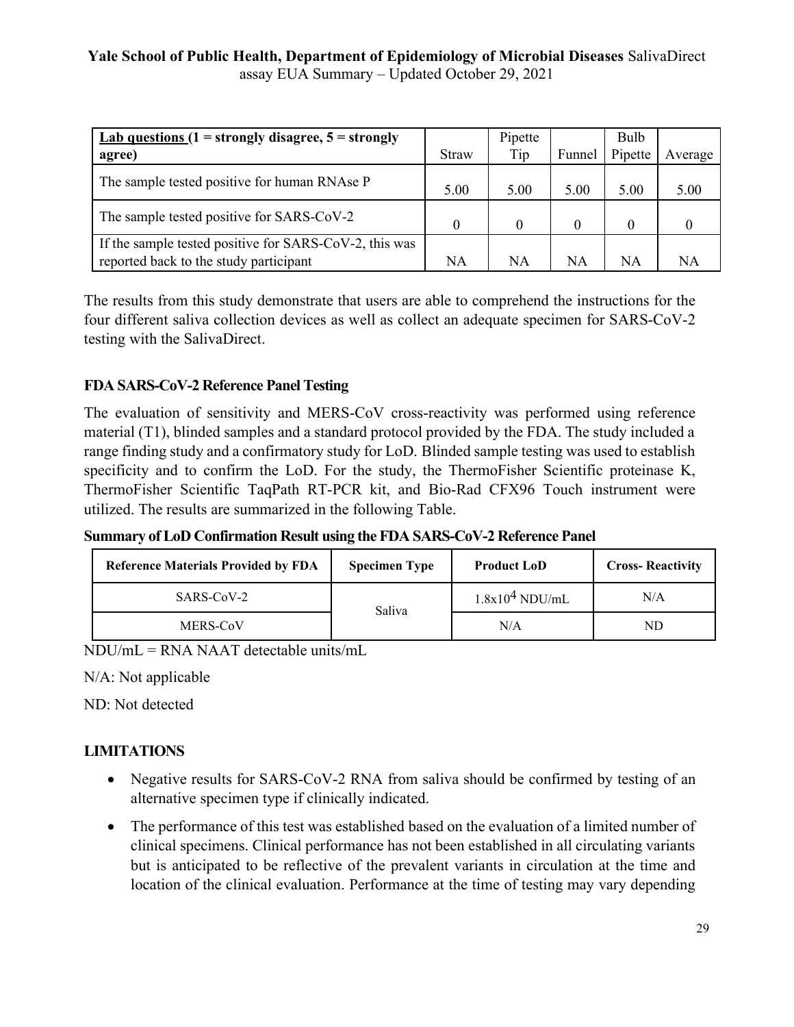| Lab questions (1 = strongly disagree, 5 = strongly agree) | Straw | Pipette Tip | Funnel | Bulb Pipette | Average |
|---|---|---|---|---|---|
| The sample tested positive for human RNAse P | 5.00 | 5.00 | 5.00 | 5.00 | 5.00 |
| The sample tested positive for SARS-CoV-2 | 0 | 0 | 0 | 0 | 0 |
| If the sample tested positive for SARS-CoV-2, this was reported back to the study participant | NA | NA | NA | NA | NA |

The results from this study demonstrate that users are able to comprehend the instructions for the four different saliva collection devices as well as collect an adequate specimen for SARS-CoV-2 testing with the SalivaDirect.

**FDA SARS-CoV-2 Reference Panel Testing**

The evaluation of sensitivity and MERS-CoV cross-reactivity was performed using reference material (T1), blinded samples and a standard protocol provided by the FDA. The study included a range finding study and a confirmatory study for LoD. Blinded sample testing was used to establish specificity and to confirm the LoD. For the study, the ThermoFisher Scientific proteinase K, ThermoFisher Scientific TaqPath RT-PCR kit, and Bio-Rad CFX96 Touch instrument were utilized. The results are summarized in the following Table.

**Summary of LoD Confirmation Result using the FDA SARS-CoV-2 Reference Panel**

| Reference Materials Provided by FDA | Specimen Type | Product LoD | Cross- Reactivity |
|---|---|---|---|
| SARS-CoV-2 | Saliva | $1.8 \times 10^4$ NDU/mL | N/A |
| MERS-CoV | | N/A | ND |

NDU/mL = RNA NAAT detectable units/mL

N/A: Not applicable

ND: Not detected

## LIMITATIONS

- Negative results for SARS-CoV-2 RNA from saliva should be confirmed by testing of an alternative specimen type if clinically indicated.
- The performance of this test was established based on the evaluation of a limited number of clinical specimens. Clinical performance has not been established in all circulating variants but is anticipated to be reflective of the prevalent variants in circulation at the time and location of the clinical evaluation. Performance at the time of testing may vary depending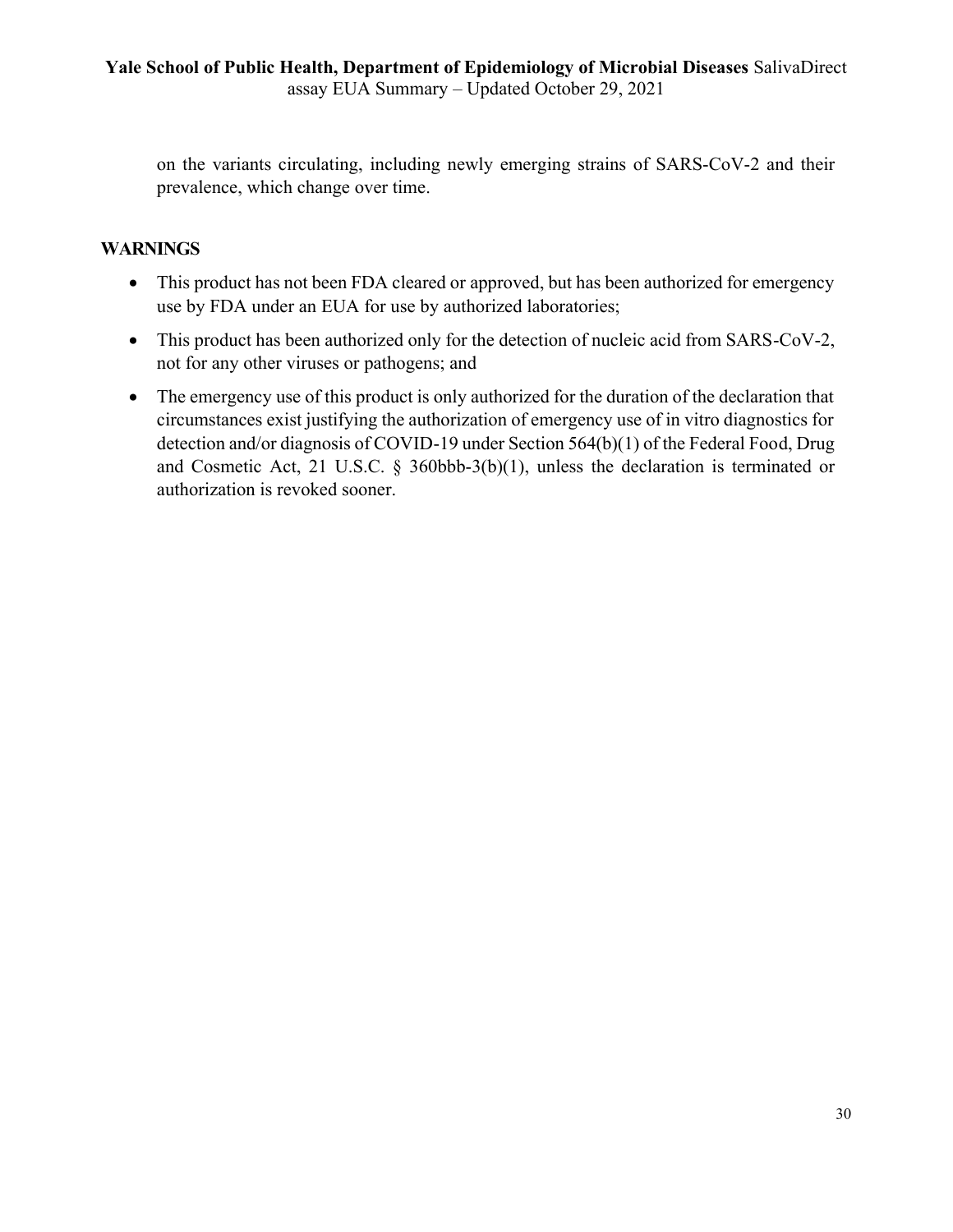on the variants circulating, including newly emerging strains of SARS-CoV-2 and their prevalence, which change over time.

## WARNINGS

- This product has not been FDA cleared or approved, but has been authorized for emergency use by FDA under an EUA for use by authorized laboratories;
- This product has been authorized only for the detection of nucleic acid from SARS-CoV-2, not for any other viruses or pathogens; and
- The emergency use of this product is only authorized for the duration of the declaration that circumstances exist justifying the authorization of emergency use of in vitro diagnostics for detection and/or diagnosis of COVID-19 under Section 564(b)(1) of the Federal Food, Drug and Cosmetic Act, 21 U.S.C. § 360bbb-3(b)(1), unless the declaration is terminated or authorization is revoked sooner.